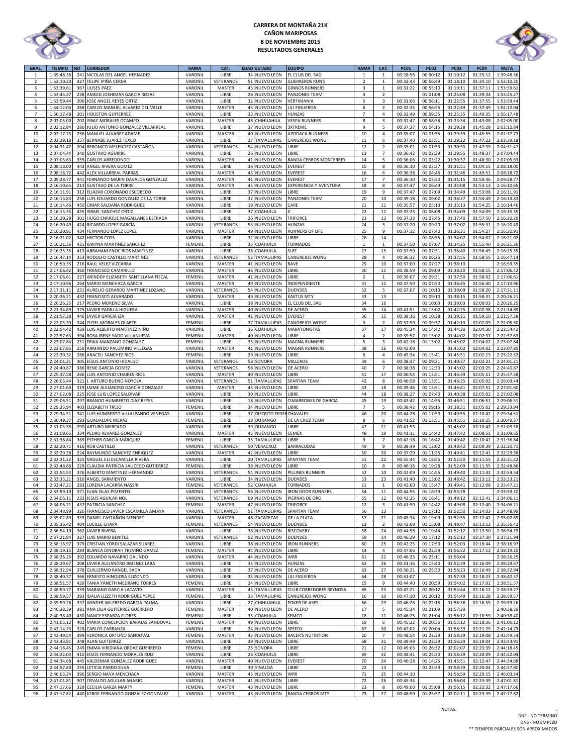# CARRERA DE MONTAÑA 21K
## CAÑON MARIPOSAS
## 8 DE NOVIEMBRE 2015
## RESULTADOS GENERALES

| GRAL. | TIEMPO | NO | CORREDOR | RAMA | CAT. | EDAD | ESTADO | EQUIPO | RAMA | CAT. | PC01 | PC02 | PC03 | PC04 | META |
|---|---|---|---|---|---|---|---|---|---|---|---|---|---|---|---|
| 1 | 1:39:48.36 | 241 | NICOLAS DEL ANGEL HERNANDEZ | VARONIL | LIBRE | 34 | NUEVO LEON | EL CLUB DEL SAG | 1 | 1 | 00:28:56 | 00:50:12 | 01:10:12 | 01:25:12 | 1:39:48.36 |
| 2 | 1:52:10.20 | 427 | FELIPE IPIÑA CERDA | VARONIL | VETERANOS | 51 | NUEVO LEON | GUERREROS RUN'S | 2 | 1 | 00:32:43 | 00:56:49 | 01:18:10 | 01:34:10 | 1:52:10.20 |
| 3 | 1:53:39.61 | 367 | ULISES PAEZ | VARONIL | MASTER | 45 | NUEVO LEON | GINNOS RUNNERS | 3 | 1 | 00:31:22 | 00:55:10 | 01:19:11 | 01:37:11 | 1:53:39.61 |
| 4 | 1:53:45.27 | 238 | AMEED JOSHIMAR GARCIA ROSAS | VARONIL | LIBRE | 26 | NUEVO LEON | PANZONES TEAM | 4 | 2 | | 01:01:08 | 01:25:08 | 01:39:34 | 1:53:45.27 |
| 5 | 1:53:59.44 | 206 | JOSE ANGEL REYES ORTIZ | VARONIL | LIBRE | 32 | NUEVO LEON | VERTIMANIA | 5 | 3 | 00:31:06 | 00:56:11 | 01:22:55 | 01:37:55 | 1:53:59.44 |
| 6 | 1:54:12.04 | 268 | CARLOS MANUEL ALVAREZ DEL VALLE | VARONIL | MASTER | 43 | NUEVO LEON | LILI FIGUEROA | 6 | 2 | 00:32:34 | 00:56:55 | 01:22:49 | 01:37:49 | 1:54:12.04 |
| 7 | 1:56:17.48 | 201 | HOUSTON GUITERREZ | VARONIL | LIBRE | 33 | NUEVO LEON | HUNZAS | 7 | 4 | 00:32:49 | 00:59:35 | 01:25:35 | 01:40:35 | 1:56:17.48 |
| 8 | 2:02:05.00 | 202 | ISBAC MORALES OCAMPO | VARONIL | MASTER | 46 | CHIHUAHUA | VESPA RUNNERS | 8 | 3 | 00:32:47 | 00:58:34 | 01:23:34 | 01:43:08 | 2:02:05.00 |
| 9 | 2:02:12.84 | 280 | JULIO ANTONIO GONZÁLEZ VILLARREAL | VARONIL | LIBRE | 37 | NUEVO LEON | 3XTREME | 9 | 5 | 00:37:37 | 01:04:15 | 01:29:28 | 01:45:28 | 2:02:12.84 |
| 10 | 2:02:17.73 | 256 | MANUEL ALVAREZ ADAME | VARONIL | MASTER | 40 | NUEVO LEON | APODACA RUNNERS | 10 | 4 | 00:35:07 | 01:01:55 | 01:29:39 | 01:45:55 | 2:02:17.73 |
| 11 | 2:03:39.18 | 357 | BERNABE JUAREZ TEXCO | VARONIL | LIBRE | 27 | TAMAULIPAS | CANGREJOS WONG | 11 | 6 | 00:37:40 | 01:03:51 | 01:29:22 | 01:47:22 | 2:03:39.18 |
| 12 | 2:04:31.47 | 204 | BERONICO MELENDEZ CASTAÑON | VARONIL | VETERANOS | 54 | NUEVO LEON | LIBRE | 12 | 2 | 00:35:01 | 01:01:53 | 01:30:30 | 01:47:39 | 2:04:31.47 |
| 13 | 2:07:04.44 | 340 | GUSTAVO AGUIRRE | VARONIL | LIBRE | 26 | NUEVO LEON | LIBRE | 13 | 7 | 00:36:42 | 01:02:39 | 01:29:55 | 01:48:37 | 2:07:04.44 |
| 14 | 2:07:05.63 | 355 | CARLOS ARREDONDO | VARONIL | MASTER | 41 | NUEVO LEON | BANDA CERROS MONTERREY | 14 | 5 | 00:36:06 | 01:03:22 | 01:30:37 | 01:48:30 | 2:07:05.63 |
| 15 | 2:08:18.00 | 443 | ANGEL RIVERA GOMEZ | VARONIL | LIBRE | 36 | NUEVO LEON | EVEREST | 15 | 8 | 00:36:10 | 01:03:37 | 01:31:51 | 01:04:15 | 2:08:18.00 |
| 16 | 2:08:18.72 | 442 | ALEX VILLARREAL PARRAS | VARONIL | MASTER | 43 | NUEVO LEON | EVEREST | 16 | 6 | 00:36:38 | 01:04:46 | 01:31:46 | 01:49:51 | 2:08:18.72 |
| 17 | 2:09:28.77 | 441 | FERNANDO MARIN DAVALOS GONZALEZ | VARONIL | MASTER | 41 | NUEVO LEON | EVEREST | 17 | 7 | 00:36:10 | 01:03:30 | 01:31:15 | 01:50:46 | 2:09:28.77 |
| 18 | 2:16:10.65 | 213 | GUSTAVO DE LA TORRE | VARONIL | MASTER | 45 | NUEVO LEON | EXPERIENCIA Y AVENTURA | 18 | 8 | 00:37:47 | 01:06:49 | 01:34:08 | 01:53:13 | 2:16:10.65 |
| 19 | 2:16:11.91 | 312 | ELIAZAR CORONADO ESCOBEDO | VARONIL | LIBRE | 37 | NUEVO LEON | LIBRE | 19 | 9 | 00:37:47 | 01:07:09 | 01:34:49 | 01:53:08 | 2:16:11.91 |
| 20 | 2:16:13.83 | 258 | LUIS EDUARDO GONZALEZ DE LA TORRE | VARONIL | LIBRE | 32 | NUEVO LEON | PANZONES TEAM | 20 | 10 | 00:39:18 | 01:09:02 | 01:36:27 | 01:54:49 | 2:16:13.83 |
| 21 | 2:16:14.46 | 450 | OMAR SALDAÑA RODRIGUEZ | VARONIL | LIBRE | 19 | NUEVO LEON | CARE | 21 | 11 | 00:35:57 | 01:05:13 | 01:33:13 | 01:54:25 | 2:16:14.46 |
| 22 | 2:16:15.35 | 435 | ISRAEL SANCHEZ ORTIZ | VARONIL | LIBRE | 37 | COAHUILA | X | 22 | 12 | 00:37:23 | 01:06:08 | 01:34:09 | 01:54:09 | 2:16:15.35 |
| 23 | 2:16:20.29 | 301 | HUGO ENRIQUE MAGALLANES ESTRADA | VARONIL | LIBRE | 26 | NUEVO LEON | TRIFORCE | 23 | 13 | 00:37:33 | 01:07:45 | 01:37:40 | 01:57:50 | 2:16:20.29 |
| 24 | 2:16:20.49 | 424 | RICARDO LOPEZ GARCÍA | VARONIL | VETERANOS | 53 | NUEVO LEON | HUNZAS | 24 | 3 | 00:37:20 | 01:09:20 | 01:37:02 | 01:55:31 | 2:16:20.49 |
| 25 | 2:16:20.91 | 434 | FERNANDO LOPEZ LOPEZ | VARONIL | MASTER | 49 | NUEVO LEON | RUNNERS OF LIFE | 25 | 9 | 00:37:12 | 01:07:40 | 01:36:31 | 01:54:27 | 2:16:20.91 |
| 26 | 2:16:21.02 | 342 | HECTOR COSS | VARONIL | LIBRE | 32 | NUEVO LEON | LIBRE | 26 | 14 | | 01:08:55 | 01:34:07 | 01:54:07 | 2:16:21.02 |
| 27 | 2:16:21.36 | 431 | KARYNA MARTINEZ SANCHEZ | FEMENIL | LIBRE | 35 | COAHUILA | TORNADOS | 1 | 1 | 00:37:50 | 01:07:07 | 01:34:25 | 01:55:40 | 2:16:21.36 |
| 28 | 2:16:25.35 | 413 | ABRAHAM ENOC RIOS MARTINEZ | VARONIL | LIBRE | 38 | COAHUILA | SLRT | 27 | 15 | 00:37:50 | 01:07:31 | 01:36:40 | 01:56:45 | 2:16:25.35 |
| 29 | 2:16:47.14 | 353 | RODOLFO CASTILLO MARTINEZ | VARONIL | VETERANOS | 53 | TAMAULIPAS | CANGREJOS WONG | 28 | 4 | 00:36:32 | 01:06:25 | 01:37:55 | 01:58:55 | 2:16:47.14 |
| 30 | 2:16:59.35 | 216 | RAUL VELEZ VIZCARRA | VARONIL | MASTER | 41 | NUEVO LEON | RAVE | 29 | 10 | 00:37:00 | 01:07:27 | 01:38:10 | | 2:16:59.35 |
| 31 | 2:17:06.42 | 360 | FRANCISCO CAMARILLO | VARONIL | MASTER | 46 | NUEVO LEON | LIBRE | 30 | 11 | 00:38:59 | 01:09:09 | 01:38:20 | 01:58:15 | 2:17:06.42 |
| 32 | 2:17:06.61 | 227 | WENDDY ELIZABETH SANTILLANA FISCAL | FEMENIL | MASTER | 41 | NUEVO LEON | LIBRE | 2 | 1 | 00:39:07 | 01:09:31 | 01:37:50 | 01:58:02 | 2:17:06.61 |
| 33 | 2:17:10.96 | 264 | MARIO MENCHACA GARCIA | VARONIL | MASTER | 49 | NUEVO LEON | INDEPENDIENTE | 31 | 12 | 00:37:50 | 01:07:50 | 01:36:45 | 01:56:40 | 2:17:10.96 |
| 34 | 2:17:31.11 | 231 | AURELIO GERARDO MARTINEZ LOZANO | VARONIL | VETERANOS | 54 | NUEVO LEON | DUENDES | 32 | 5 | 00:37:07 | 01:10:13 | 01:39:09 | 01:58:20 | 2:17:31.11 |
| 35 | 2:20:26.21 | 432 | FRANCISCO ALVARADO | VARONIL | MASTER | 49 | NUEVO LEON | KAKTUS MTY | 33 | 13 | | 01:09:10 | 01:38:15 | 01:58:31 | 2:20:26.21 |
| 36 | 2:20:26.25 | 217 | PEDRO MORENO SILVA | VARONIL | LIBRE | 38 | NUEVO LEON | EL CLUB DEL SAG | 34 | 16 | | 01:10:03 | 01:39:03 | 02:00:03 | 2:20:26.25 |
| 37 | 2:21:34.89 | 375 | JAVIER PADILLA HIGUERA | VARONIL | MASTER | 40 | NUEVO LEON | DE ACERO | 35 | 14 | 00:41:51 | 01:13:02 | 01:42:25 | 02:02:38 | 2:21:34.89 |
| 38 | 2:21:57.38 | 446 | JAVIER GARCIA IZA | VARONIL | MASTER | 41 | NUEVO LEON | EVEREST | 36 | 15 | 00:38:16 | 01:10:38 | 01:39:21 | 01:59:10 | 2:21:57.38 |
| 39 | 2:22:05.30 | 344 | ZUSEL MORALES OLARTE | FEMENIL | LIBRE | 37 | TAMAULIPAS | CANGREJOS WONG | 3 | 2 | 00:37:50 | 01:09:37 | 01:42:13 | 02:02:09 | 2:22:05.30 |
| 40 | 2:22:54.42 | 439 | LUIS ALBERTO MARTINEZ NIÑO | VARONIL | LIBRE | 36 | COAHUILA | MARATONISTAS | 37 | 17 | 00:45:34 | 01:14:42 | 01:44:30 | 02:04:30 | 2:22:54.42 |
| 41 | 2:22:57.63 | 394 | ROSA IRENE YADO VILLANUEVA | FEMENIL | MASTER | 40 | NUEVO LEON | LIBRE | 4 | 2 | 00:39:57 | 01:13:02 | 01:44:02 | 02:02:37 | 2:22:57.63 |
| 42 | 2:23:07.84 | 251 | ERIKA MANZANO GONZÁLEZ | FEMENIL | LIBRE | 33 | NUEVO LEON | MAGNA RUNNERS | 5 | 3 | 00:42:18 | 01:13:02 | 01:45:02 | 02:04:02 | 2:23:07.84 |
| 43 | 2:23:07.85 | 250 | ARMANDO PALOMINO VILLEGAS | VARONIL | MASTER | 41 | NUEVO LEON | MAGNA RUNNERS | 38 | 16 | 00:42:09 | | 01:45:02 | 02:04:02 | 2:23:07.85 |
| 44 | 2:23:20.32 | 286 | ARACELI SANCHEZ RIOS | FEMENIL | LIBRE | 29 | NUEVO LEON | LIBRE | 6 | 4 | 00:45:34 | 01:15:41 | 01:45:51 | 02:02:13 | 2:23:20.32 |
| 45 | 2:24:01.21 | 305 | JESUS ANTONIO HIDALGO | VARONIL | VETERANOS | 58 | SONORA | MILLEROS | 39 | 6 | 00:38:47 | 01:09:21 | 01:40:37 | 02:02:21 | 2:24:01.21 |
| 46 | 2:24:40.87 | 386 | RENE GARCIA GOMEZ | VARONIL | VETERANOS | 58 | NUEVO LEON | DE ACERO | 40 | 7 | 00:38:38 | 01:12:30 | 01:45:02 | 02:03:25 | 2:24:40.87 |
| 47 | 2:25:37.58 | 266 | LUIS ANTONIO CHAIRES RIOS | VARONIL | MASTER | 40 | NUEVO LEON | LIBRE | 41 | 17 | 00:40:54 | 01:13:51 | 01:46:39 | 02:05:51 | 2:25:37.58 |
| 48 | 2:26:03.44 | 321 | J. ARTURO BUENO NOYOLA | VARONIL | VETERANOS | 51 | TAMAULIPAS | SPARTAN TEAM | 42 | 8 | 00:40:58 | 01:13:51 | 01:46:25 | 02:05:02 | 2:26:03.44 |
| 49 | 2:27:01.60 | 319 | JAIME ALEJANDRO GARCÍA GONZALEZ | VARONIL | MASTER | 43 | NUEVO LEON | LIBRE | 43 | 18 | 00:39:46 | 01:13:51 | 01:46:41 | 02:07:51 | 2:27:01.60 |
| 50 | 2:27:02.08 | 225 | JOSE LUIS LOPEZ SALDIVAR | VARONIL | LIBRE | 30 | NUEVO LEON | LIBRE | 44 | 18 | 00:38:27 | 01:07:40 | 01:40:38 | 02:05:02 | 2:27:02.08 |
| 51 | 2:29:06.51 | 297 | BRANDO HUMBERTO DÍAZ REYES | VARONIL | LIBRE | 18 | NUEVO LEON | CIMARRONES DE GARCIA | 45 | 19 | 00:43:42 | 01:14:55 | 01:46:51 | 02:06:51 | 2:29:06.51 |
| 52 | 2:29:33.94 | 403 | ELIZABETH TREJO | FEMENIL | LIBRE | 34 | NUEVO LEON | LIBRE | 7 | 5 | 00:38:42 | 01:09:15 | 01:38:31 | 02:05:02 | 2:29:33.94 |
| 53 | 2:29:34.51 | 341 | LUIS HUMBERTO VILLALPANDO VENEGAS | VARONIL | LIBRE | 37 | DISTRITO FEDERAL | CHAVALES | 46 | 20 | 00:44:28 | 01:17:50 | 01:49:55 | 02:10:42 | 2:29:34.51 |
| 54 | 2:30:49.37 | 293 | GUADALUPE MERAZ | FEMENIL | LIBRE | 28 | DURANGO | DE LA CRUZ TEAM | 8 | 6 | 00:41:52 | 01:13:51 | 01:45:51 | 02:10:25 | 2:30:49.37 |
| 55 | 2:31:03.58 | 290 | ARTURO MERCADO | VARONIL | LIBRE | 39 | DURANGO | LIBRE | 47 | 21 | 00:41:53 | | 01:45:02 | 02:10:42 | 2:31:03.58 |
| 56 | 2:31:09.65 | 334 | PEDRO ALVAREZ GONZALEZ | VARONIL | MASTER | 45 | NUEVO LEON | CEMEX | 48 | 19 | 00:41:11 | 01:14:42 | 01:47:42 | 02:08:51 | 2:31:09.65 |
| 57 | 2:31:36.84 | 369 | ESTHER GARCÍA MÁRQUEZ | FEMENIL | LIBRE | 35 | TAMAULIPAS | LIBRE | 9 | 7 | 00:42:18 | 01:16:42 | 01:49:42 | 02:10:41 | 2:31:36.84 |
| 58 | 2:32:20.71 | 416 | ROB CASTILLO | VARONIL | VETERANOS | 50 | VERACRUZ | BARRACUDAS | 49 | 9 | 00:38:49 | 01:12:02 | 01:48:42 | 02:09:39 | 2:32:20.71 |
| 59 | 2:32:29.38 | 224 | RAYMUNDO SANCHEZ ENRIQUEZ | VARONIL | MASTER | 42 | NUEVO LEON | LIBRE | 50 | 20 | 00:37:29 | 01:11:25 | 01:49:41 | 02:12:41 | 2:32:29.38 |
| 60 | 2:32:31.22 | 325 | MIGUEL ELI ESCAMILLA RIVERA | VARONIL | LIBRE | 20 | TAMAULIPAS | SPARTAN TEAM | 51 | 22 | 00:55:44 | 01:18:55 | 01:52:50 | 02:11:55 | 2:32:31.22 |
| 61 | 2:32:48.86 | 229 | CLAUDIA PATRICIA SAUCEDO GUTIERREZ | FEMENIL | LIBRE | 38 | NUEVO LEON | LIBRE | 10 | 8 | 00:46:16 | 01:19:28 | 01:52:09 | 02:11:55 | 2:32:48.86 |
| 62 | 2:32:54.54 | 376 | ALBERTO MARTINEZ HERNANDEZ | VARONIL | VETERANOS | 54 | NUEVO LEON | PILLINES RUNNERS | 52 | 10 | 00:42:09 | 01:14:55 | 01:49:40 | 02:11:42 | 2:32:54.54 |
| 63 | 2:33:33.21 | 316 | ANGEL SARMIENTO | VARONIL | LIBRE | 34 | NUEVO LEON | DUENDES | 53 | 23 | 00:41:40 | 01:13:02 | 01:48:42 | 02:13:12 | 2:33:33.21 |
| 64 | 2:33:47.21 | 283 | LORENA LACARRA NASSRI | FEMENIL | VETERANOS | 52 | COAHUILA | TORNADOS | 11 | 1 | 00:42:00 | 01:15:47 | 01:49:41 | 02:12:08 | 2:33:47.21 |
| 65 | 2:33:59.10 | 371 | JUAN ISLAS PIMENTEL | VARONIL | VETERANOS | 56 | NUEVO LEON | IRON DOOR RUNNERS | 54 | 11 | 00:44:55 | 01:18:39 | 01:53:28 | | 2:33:59.10 |
| 66 | 2:34:06.11 | 232 | JESUS AGUILAR NOL | VARONIL | VETERANOS | 69 | NUEVO LEON | PIERNAS DE ORO | 55 | 12 | 00:42:25 | 01:16:41 | 01:49:12 | 02:12:41 | 2:34:06.11 |
| 67 | 2:34:06.21 | 437 | PATRICIA SANCHEZ | FEMENIL | MASTER | 47 | NUEVO LEON | TRIFORCE | 12 | 3 | 00:41:50 | 01:14:42 | 01:49:08 | 02:12:40 | 2:34:06.21 |
| 68 | 2:34:48.99 | 326 | FRANCISCO JAVIER ESCAMILLA AMAYA | VARONIL | VETERANOS | 51 | TAMAULIPAS | SPARTAN TEAM | 56 | 13 | | 01:17:12 | 01:52:50 | 02:14:03 | 2:34:48.99 |
| 69 | 2:35:02.89 | 333 | DANIEL CASTAÑON MENDEZ | VARONIL | MASTER | 46 | ZACATECAS | DE LA PLATA | 57 | 21 | 00:45:34 | 01:19:09 | 01:52:55 | 02:12:42 | 2:35:02.89 |
| 70 | 2:35:36.42 | 404 | LUCILLE CHAPA | FEMENIL | VETERANOS | 54 | NUEVO LEON | DUENDES | 13 | 2 | 00:42:09 | 01:15:08 | 01:49:47 | 02:13:12 | 2:35:36.42 |
| 71 | 2:36:54.19 | 362 | JAVIER RIVERA | VARONIL | LIBRE | 38 | NUEVO LEON | RISCOVERY | 58 | 24 | 00:44:58 | 01:19:44 | 01:52:12 | 02:13:50 | 2:36:54.19 |
| 72 | 2:37:21.94 | 327 | LUIS MARIO BENITEZ | VARONIL | VETERANOS | 52 | NUEVO LEON | DUENDES | 59 | 14 | 00:46:29 | 01:17:12 | 01:52:12 | 02:37:30 | 2:37:21.94 |
| 73 | 2:38:16.97 | 379 | CRISTIAN YORDI SALAZAR SUAREZ | VARONIL | LIBRE | 38 | NUEVO LEON | IRON RUNNERS | 60 | 25 | 00:42:25 | 01:17:50 | 01:52:03 | 02:16:44 | 2:38:16.97 |
| 74 | 2:38:19.15 | 284 | BLANCA DINORAH TREVIÑO GAMEZ | FEMENIL | MASTER | 44 | NUEVO LEON | LIBRE | 14 | 4 | 00:47:06 | 01:22:39 | 01:56:32 | 02:17:12 | 2:38:19.15 |
| 75 | 2:38:26.25 | 392 | EDUARDO NAVARRO GALINDO | VARONIL | MASTER | 44 | NUEVO LEON | WRR | 61 | 22 | 00:46:23 | 01:23:11 | 01:56:04 | | 2:38:26.25 |
| 76 | 2:38:29.67 | 208 | JAVIER ALEJANDRO JIMENEZ LARA | VARONIL | LIBRE | 35 | NUEVO LEON | HUNZAS | 62 | 26 | 00:41:16 | 01:15:40 | 01:52:39 | 02:16:09 | 2:38:29.67 |
| 77 | 2:38:32.94 | 378 | GUILLERMO RANGEL SADA | VARONIL | LIBRE | 37 | NUEVO LEON | DE ACERO | 63 | 27 | 00:50:21 | 01:25:30 | 01:56:23 | 02:16:49 | 2:38:32.94 |
| 78 | 2:38:40.37 | 366 | ERNESTO HINOJOSA ELIZONDO | VARONIL | LIBRE | 33 | NUEVO LEON | LILI FIGUEROA | 64 | 28 | 00:41:07 | | 01:57:39 | 02:18:23 | 2:38:40.37 |
| 79 | 2:38:51.57 | 429 | TANIA YANETH MEDRANO TORRES | FEMENIL | LIBRE | 24 | NUEVO LEON | LIBRE | 15 | 9 | 00:44:40 | 01:20:59 | 01:54:02 | 02:17:02 | 2:38:51.57 |
| 80 | 2:38:59.27 | 339 | MARIANO GARCIA LACAVEX | VARONIL | MASTER | 43 | TAMAULIPAS | CLUB CORREDORES REYNOSA | 65 | 23 | 00:47:21 | 01:20:12 | 01:53:44 | 02:16:12 | 2:38:59.27 |
| 81 | 2:38:59.57 | 393 | IDALIA LIZZETH RODRIGUEZ YEPEZ | FEMENIL | LIBRE | 33 | TAMAULIPAS | CANGREJOS WONG | 16 | 10 | 00:47:10 | 01:20:12 | 01:54:49 | 02:16:28 | 2:38:59.57 |
| 82 | 2:39:59.26 | 337 | WINDER WILFREDO GARCIA PALMA | VARONIL | LIBRE | 27 | CHIHUAHUA | POKER DE ASES | 66 | 29 | 00:46:26 | 01:22:15 | 01:56:36 | 02:16:55 | 2:39:59.26 |
| 83 | 2:40:38.39 | 381 | ANA LILIA GUITERREZ GUERRERO | FEMENIL | MASTER | 40 | NUEVO LEON | DE ACERO | 17 | 5 | 00:45:34 | 01:21:09 | 01:57:39 | | 2:40:38.39 |
| 84 | 2:40:38.40 | 430 | NANCY ESPARZA FLORES | FEMENIL | LIBRE | 35 | COAHUILA | SEMCO | 18 | 11 | 00:46:25 | 01:21:04 | 01:56:12 | 02:18:59 | 2:40:38.40 |
| 85 | 2:41:05.12 | 402 | MARIA CONCEPCION BARAJAS SANDOVAL | FEMENIL | MASTER | 49 | NUEVO LEON | LIBRE | 19 | 6 | 00:45:22 | 01:20:36 | 01:55:12 | 02:18:36 | 2:41:05.12 |
| 86 | 2:42:14.73 | 328 | CARLOS CARRANZA | VARONIL | LIBRE | 24 | NUEVO LEON | SPEEDY | 67 | 30 | 00:47:02 | 01:20:04 | 01:58:39 | 02:21:29 | 2:42:14.73 |
| 87 | 2:42:49.54 | 399 | VERÓNICA ORTUÑO SANDOVAL | FEMENIL | MASTER | 43 | NUEVO LEON | RACER'S NUTRITION | 20 | 7 | 00:48:54 | 01:22:39 | 01:58:39 | 02:19:08 | 2:42:49.54 |
| 88 | 2:43:43.91 | 348 | ALAN GUITERREZ | VARONIL | LIBRE | 39 | NUEVO LEON | LIBRE | 68 | 31 | 00:39:49 | 01:22:39 | 01:56:29 | 02:19:04 | 2:43:43.91 |
| 89 | 2:44:18.45 | 249 | EMMA VIRIDIANA ORDAZ GUERRERO | FEMENIL | LIBRE | 25 | SONORA | LIBRE | 21 | 12 | 00:49:03 | 01:26:32 | 02:02:07 | 02:23:39 | 2:44:18.45 |
| 90 | 2:44:22.04 | 410 | JESÚS FERNANDO MORALES RUIZ | VARONIL | LIBRE | 26 | COAHUILA | LIBRE | 69 | 32 | 00:48:41 | 01:25:30 | 01:58:39 | 02:20:09 | 2:44:22.04 |
| 91 | 2:44:34.68 | 445 | VALDEMAR GONZALEZ RODRIGUEZ | VARONIL | MASTER | 40 | NUEVO LEON | EVEREST | 70 | 24 | 00:40:28 | 01:14:25 | 01:45:51 | 02:12:47 | 2:44:34.68 |
| 92 | 2:44:57.80 | 255 | LETICIA PARDO SILVA | FEMENIL | LIBRE | 30 | SINALOA | LIBRE | 22 | 13 | | 01:23:39 | 01:58:39 | 02:20:04 | 2:44:57.80 |
| 93 | 2:46:03.34 | 396 | SERGIO NAVA MENCHACA | VARONIL | MASTER | 45 | NUEVO LEON | WRR | 71 | 25 | 00:44:10 | | 01:56:59 | 02:20:15 | 2:46:03.34 |
| 94 | 2:47:01.81 | 307 | OSVALDO AGUILAR ANARIO | VARONIL | MASTER | 41 | NUEVO LEON | LIBRE | 72 | 26 | 00:45:34 | | 01:56:04 | 02:23:39 | 2:47:01.81 |
| 95 | 2:47:17.66 | 329 | CECILIA GARZA MARTY | FEMENIL | MASTER | 43 | NUEVO LEON | LIBRE | 23 | 8 | 00:49:00 | 01:25:08 | 01:56:15 | 02:22:32 | 2:47:17.66 |
| 96 | 2:47:17.82 | 440 | JORGE FERNANDO GONZALEZ GONZALEZ | VARONIL | MASTER | 43 | NUEVO LEON | BANDA CERROS MTY | 73 | 27 | 00:48:59 | 01:25:57 | 02:02:11 | 02:23:39 | 2:47:17.82 |

NOTAS:

DNF - NO TERMINO
DNS - NO EMPEZO
** TIEMPOS PARCIALES SON APROXIMADOS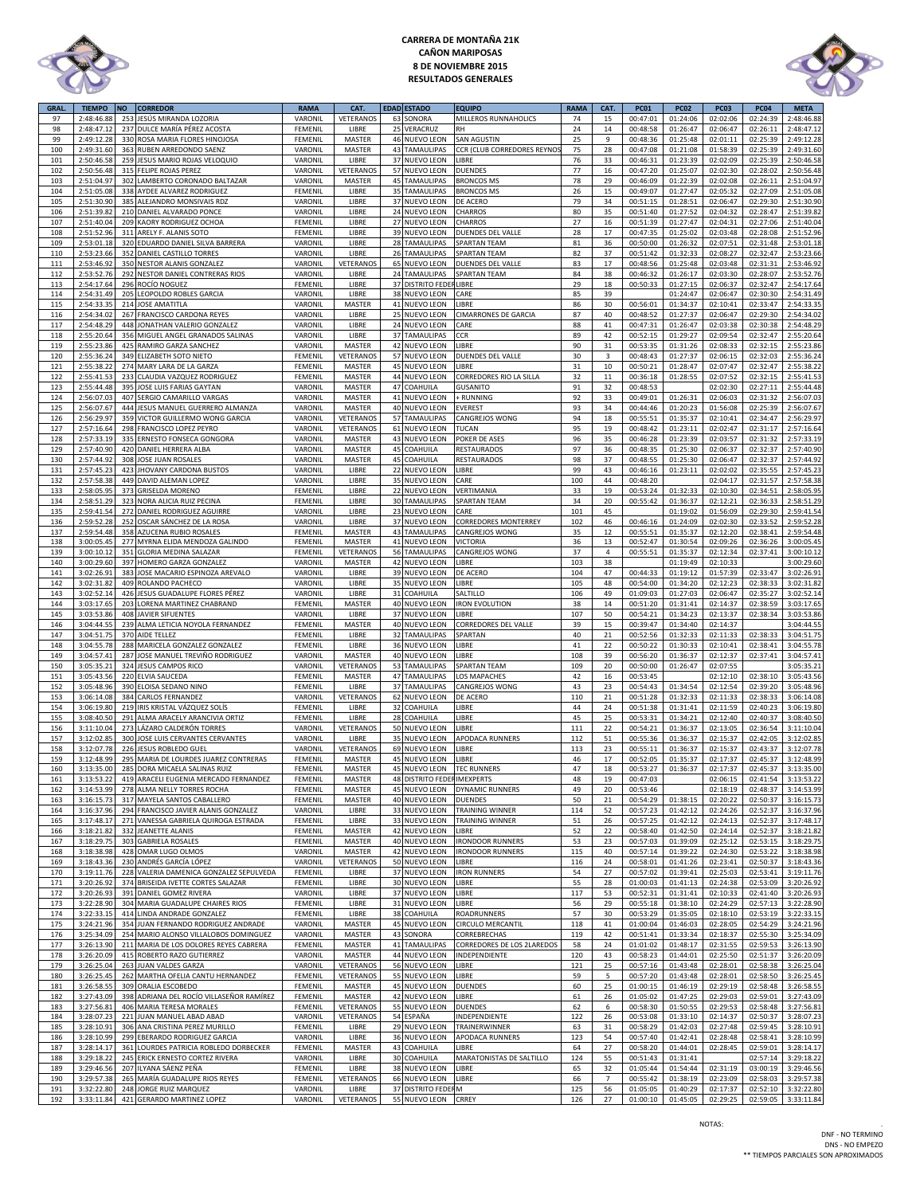# CARRERA DE MONTAÑA 21K
## CAÑON MARIPOSAS
## 8 DE NOVIEMBRE 2015
## RESULTADOS GENERALES

| GRAL. | TIEMPO | NO | CORREDOR | RAMA | CAT. | EDAD | ESTADO | EQUIPO | RAMA | CAT. | PC01 | PC02 | PC03 | PC04 | META |
|---|---|---|---|---|---|---|---|---|---|---|---|---|---|---|---|
| 97 | 2:48:46.88 | 253 | JESÚS MIRANDA LOZORIA | VARONIL | VETERANOS | 63 | SONORA | MILLEROS RUNNAHOLICS | 74 | 15 | 00:47:01 | 01:24:06 | 02:02:06 | 02:24:39 | 2:48:46.88 |
| 98 | 2:48:47.12 | 237 | DULCE MARÍA PÉREZ ACOSTA | FEMENIL | LIBRE | 25 | VERACRUZ | RH | 24 | 14 | 00:48:58 | 01:26:47 | 02:06:47 | 02:26:11 | 2:48:47.12 |
| 99 | 2:49:12.28 | 330 | ROSA MARIA FLORES HINOJOSA | FEMENIL | MASTER | 46 | NUEVO LEON | SAN AGUSTIN | 25 | 9 | 00:48:36 | 01:25:48 | 02:01:11 | 02:25:39 | 2:49:12.28 |
| 100 | 2:49:31.60 | 363 | RUBEN ARREDONDO SAENZ | VARONIL | MASTER | 43 | TAMAULIPAS | CCR (CLUB CORREDORES REYNOS | 75 | 28 | 00:47:08 | 01:21:08 | 01:58:39 | 02:25:39 | 2:49:31.60 |
| 101 | 2:50:46.58 | 259 | JESUS MARIO ROJAS VELOQUIO | VARONIL | LIBRE | 37 | NUEVO LEON | LIBRE | 76 | 33 | 00:46:31 | 01:23:39 | 02:02:09 | 02:25:39 | 2:50:46.58 |
| 102 | 2:50:56.48 | 315 | FELIPE ROJAS PEREZ | VARONIL | VETERANOS | 57 | NUEVO LEON | DUENDES | 77 | 16 | 00:47:20 | 01:25:07 | 02:02:30 | 02:28:02 | 2:50:56.48 |
| 103 | 2:51:04.97 | 302 | LAMBERTO CORONADO BALTAZAR | VARONIL | MASTER | 45 | TAMAULIPAS | BRONCOS MS | 78 | 29 | 00:46:09 | 01:22:39 | 02:02:08 | 02:26:11 | 2:51:04.97 |
| 104 | 2:51:05.08 | 338 | AYDEE ALVAREZ RODRIGUEZ | FEMENIL | LIBRE | 35 | TAMAULIPAS | BRONCOS MS | 26 | 15 | 00:49:07 | 01:27:47 | 02:05:32 | 02:27:09 | 2:51:05.08 |
| 105 | 2:51:30.90 | 385 | ALEJANDRO MONSIVAIS RDZ | VARONIL | LIBRE | 37 | NUEVO LEON | DE ACERO | 79 | 34 | 00:51:15 | 01:28:51 | 02:06:47 | 02:29:30 | 2:51:30.90 |
| 106 | 2:51:39.82 | 210 | DANIEL ALVARADO PONCE | VARONIL | LIBRE | 24 | NUEVO LEON | CHARROS | 80 | 35 | 00:51:40 | 01:27:52 | 02:04:32 | 02:28:47 | 2:51:39.82 |
| 107 | 2:51:40.04 | 209 | KAORY RODRIGUEZ OCHOA | FEMENIL | LIBRE | 27 | NUEVO LEON | CHARROS | 27 | 16 | 00:51:39 | 01:27:47 | 02:04:31 | 02:27:06 | 2:51:40.04 |
| 108 | 2:51:52.96 | 311 | ARELY F. ALANIS SOTO | FEMENIL | LIBRE | 39 | NUEVO LEON | DUENDES DEL VALLE | 28 | 17 | 00:47:35 | 01:25:02 | 02:03:48 | 02:28:08 | 2:51:52.96 |
| 109 | 2:53:01.18 | 320 | EDUARDO DANIEL SILVA BARRERA | VARONIL | LIBRE | 28 | TAMAULIPAS | SPARTAN TEAM | 81 | 36 | 00:50:00 | 01:26:32 | 02:07:51 | 02:31:48 | 2:53:01.18 |
| 110 | 2:53:23.66 | 352 | DANIEL CASTILLO TORRES | VARONIL | LIBRE | 26 | TAMAULIPAS | SPARTAN TEAM | 82 | 37 | 00:51:42 | 01:32:33 | 02:08:27 | 02:32:47 | 2:53:23.66 |
| 111 | 2:53:46.92 | 350 | NESTOR ALANIS GONZALEZ | VARONIL | VETERANOS | 65 | NUEVO LEON | DUENDES DEL VALLE | 83 | 17 | 00:48:56 | 01:25:48 | 02:03:48 | 02:31:31 | 2:53:46.92 |
| 112 | 2:53:52.76 | 292 | NESTOR DANIEL CONTRERAS RIOS | VARONIL | LIBRE | 24 | TAMAULIPAS | SPARTAN TEAM | 84 | 38 | 00:46:32 | 01:26:17 | 02:03:30 | 02:28:07 | 2:53:52.76 |
| 113 | 2:54:17.64 | 296 | ROCÍO NOGUEZ | FEMENIL | LIBRE | 37 | DISTRITO FEDER | LIBRE | 29 | 18 | 00:50:33 | 01:27:15 | 02:06:37 | 02:32:47 | 2:54:17.64 |
| 114 | 2:54:31.49 | 205 | LEOPOLDO ROBLES GARCIA | VARONIL | LIBRE | 38 | NUEVO LEON | CARE | 85 | 39 | | 01:24:47 | 02:06:47 | 02:30:30 | 2:54:31.49 |
| 115 | 2:54:33.35 | 214 | JOSE AMATITLA | VARONIL | MASTER | 41 | NUEVO LEON | LIBRE | 86 | 30 | 00:56:01 | 01:34:37 | 02:10:41 | 02:33:47 | 2:54:33.35 |
| 116 | 2:54:34.02 | 267 | FRANCISCO CARDONA REYES | VARONIL | LIBRE | 25 | NUEVO LEON | CIMARRONES DE GARCIA | 87 | 40 | 00:48:52 | 01:27:37 | 02:06:47 | 02:29:30 | 2:54:34.02 |
| 117 | 2:54:48.29 | 448 | JONATHAN VALERIO GONZALEZ | VARONIL | LIBRE | 24 | NUEVO LEON | CARE | 88 | 41 | 00:47:31 | 01:26:47 | 02:03:38 | 02:30:38 | 2:54:48.29 |
| 118 | 2:55:20.64 | 356 | MIGUEL ANGEL GRANADOS SALINAS | VARONIL | LIBRE | 37 | TAMAULIPAS | CCR | 89 | 42 | 00:52:15 | 01:29:27 | 02:09:54 | 02:32:47 | 2:55:20.64 |
| 119 | 2:55:23.86 | 425 | RAMIRO GARZA SANCHEZ | VARONIL | MASTER | 42 | NUEVO LEON | LIBRE | 90 | 31 | 00:53:35 | 01:31:26 | 02:08:33 | 02:32:15 | 2:55:23.86 |
| 120 | 2:55:36.24 | 349 | ELIZABETH SOTO NIETO | FEMENIL | VETERANOS | 57 | NUEVO LEON | DUENDES DEL VALLE | 30 | 3 | 00:48:43 | 01:27:37 | 02:06:15 | 02:32:03 | 2:55:36.24 |
| 121 | 2:55:38.22 | 274 | MARY LARA DE LA GARZA | FEMENIL | MASTER | 45 | NUEVO LEON | LIBRE | 31 | 10 | 00:50:21 | 01:28:47 | 02:07:47 | 02:32:47 | 2:55:38.22 |
| 122 | 2:55:41.53 | 233 | CLAUDIA VAZQUEZ RODRIGUEZ | FEMENIL | MASTER | 44 | NUEVO LEON | CORREDORES RIO LA SILLA | 32 | 11 | 00:36:18 | 01:28:55 | 02:07:52 | 02:32:15 | 2:55:41.53 |
| 123 | 2:55:44.48 | 395 | JOSE LUIS FARIAS GAYTAN | VARONIL | MASTER | 47 | COAHUILA | GUSANITO | 91 | 32 | 00:48:53 | | 02:02:30 | 02:27:11 | 2:55:44.48 |
| 124 | 2:56:07.03 | 407 | SERGIO CAMARILLO VARGAS | VARONIL | MASTER | 41 | NUEVO LEON | + RUNNING | 92 | 33 | 00:49:01 | 01:26:31 | 02:06:03 | 02:31:32 | 2:56:07.03 |
| 125 | 2:56:07.67 | 444 | JESUS MANUEL GUERRERO ALMANZA | VARONIL | MASTER | 40 | NUEVO LEON | EVEREST | 93 | 34 | 00:44:46 | 01:20:23 | 01:56:08 | 02:25:39 | 2:56:07.67 |
| 126 | 2:56:29.97 | 359 | VICTOR GUILLERMO WONG GARCIA | VARONIL | VETERANOS | 57 | TAMAULIPAS | CANGREJOS WONG | 94 | 18 | 00:55:51 | 01:35:37 | 02:10:41 | 02:34:47 | 2:56:29.97 |
| 127 | 2:57:16.64 | 298 | FRANCISCO LOPEZ PEYRO | VARONIL | VETERANOS | 61 | NUEVO LEON | TUCAN | 95 | 19 | 00:48:42 | 01:23:11 | 02:02:47 | 02:31:17 | 2:57:16.64 |
| 128 | 2:57:33.19 | 335 | ERNESTO FONSECA GONGORA | VARONIL | MASTER | 43 | NUEVO LEON | POKER DE ASES | 96 | 35 | 00:46:28 | 01:23:39 | 02:03:57 | 02:31:32 | 2:57:33.19 |
| 129 | 2:57:40.90 | 420 | DANIEL HERRERA ALBA | VARONIL | MASTER | 45 | COAHUILA | RESTAURADOS | 97 | 36 | 00:48:35 | 01:25:30 | 02:06:37 | 02:32:37 | 2:57:40.90 |
| 130 | 2:57:44.92 | 308 | JOSE JUAN ROSALES | VARONIL | MASTER | 45 | COAHUILA | RESTAURADOS | 98 | 37 | 00:48:55 | 01:25:30 | 02:06:47 | 02:32:37 | 2:57:44.92 |
| 131 | 2:57:45.23 | 423 | JHOVANY CARDONA BUSTOS | VARONIL | LIBRE | 22 | NUEVO LEON | LIBRE | 99 | 43 | 00:46:16 | 01:23:11 | 02:02:02 | 02:35:55 | 2:57:45.23 |
| 132 | 2:57:58.38 | 449 | DAVID ALEMAN LOPEZ | VARONIL | LIBRE | 35 | NUEVO LEON | CARE | 100 | 44 | 00:48:20 | | 02:04:17 | 02:31:57 | 2:57:58.38 |
| 133 | 2:58:05.95 | 373 | GRISELDA MORENO | FEMENIL | LIBRE | 22 | NUEVO LEON | VERTIMANIA | 33 | 19 | 00:53:24 | 01:32:33 | 02:10:30 | 02:34:51 | 2:58:05.95 |
| 134 | 2:58:51.29 | 323 | NORA ALICIA RUIZ PECINA | FEMENIL | LIBRE | 30 | TAMAULIPAS | SPARTAN TEAM | 34 | 20 | 00:55:42 | 01:36:37 | 02:12:21 | 02:36:33 | 2:58:51.29 |
| 135 | 2:59:41.54 | 272 | DANIEL RODRIGUEZ AGUIRRE | VARONIL | LIBRE | 23 | NUEVO LEON | CARE | 101 | 45 | | 01:19:02 | 01:56:09 | 02:29:30 | 2:59:41.54 |
| 136 | 2:59:52.28 | 252 | OSCAR SÁNCHEZ DE LA ROSA | VARONIL | LIBRE | 37 | NUEVO LEON | CORREDORES MONTERREY | 102 | 46 | 00:46:16 | 01:24:09 | 02:02:30 | 02:33:52 | 2:59:52.28 |
| 137 | 2:59:54.48 | 358 | AZUCENA RUBIO ROSALES | FEMENIL | MASTER | 43 | TAMAULIPAS | CANGREJOS WONG | 35 | 12 | 00:55:51 | 01:35:37 | 02:12:20 | 02:38:41 | 2:59:54.48 |
| 138 | 3:00:05.45 | 277 | MYRNA ELIDA MENDOZA GALINDO | FEMENIL | MASTER | 41 | NUEVO LEON | VICTORIA | 36 | 13 | 00:52:47 | 01:30:54 | 02:09:26 | 02:36:26 | 3:00:05.45 |
| 139 | 3:00:10.12 | 351 | GLORIA MEDINA SALAZAR | FEMENIL | VETERANOS | 56 | TAMAULIPAS | CANGREJOS WONG | 37 | 4 | 00:55:51 | 01:35:37 | 02:12:34 | 02:37:41 | 3:00:10.12 |
| 140 | 3:00:29.60 | 397 | HOMERO GARZA GONZALEZ | VARONIL | MASTER | 42 | NUEVO LEON | LIBRE | 103 | 38 | | 01:19:49 | 02:10:33 | | 3:00:29.60 |
| 141 | 3:02:26.91 | 383 | JOSE MACARIO ESPINOZA AREVALO | VARONIL | LIBRE | 39 | NUEVO LEON | DE ACERO | 104 | 47 | 00:44:33 | 01:19:12 | 01:57:39 | 02:33:47 | 3:02:26.91 |
| 142 | 3:02:31.82 | 409 | ROLANDO PACHECO | VARONIL | LIBRE | 35 | NUEVO LEON | LIBRE | 105 | 48 | 00:54:00 | 01:34:20 | 02:12:23 | 02:38:33 | 3:02:31.82 |
| 143 | 3:02:52.14 | 426 | JESUS GUADALUPE FLORES PÉREZ | VARONIL | LIBRE | 31 | COAHUILA | SALTILLO | 106 | 49 | 01:09:03 | 01:27:03 | 02:06:47 | 02:35:27 | 3:02:52.14 |
| 144 | 3:03:17.65 | 203 | LORENA MARTINEZ CHABRAND | FEMENIL | MASTER | 40 | NUEVO LEON | IRON EVOLUTION | 38 | 14 | 00:51:20 | 01:31:41 | 02:14:37 | 02:38:59 | 3:03:17.65 |
| 145 | 3:03:53.86 | 408 | JAVIER SIFUENTES | VARONIL | LIBRE | 37 | NUEVO LEON | LIBRE | 107 | 50 | 00:54:21 | 01:34:23 | 02:13:37 | 02:38:34 | 3:03:53.86 |
| 146 | 3:04:44.55 | 239 | ALMA LETICIA NOYOLA FERNANDEZ | FEMENIL | MASTER | 40 | NUEVO LEON | CORREDORES DEL VALLE | 39 | 15 | 00:39:47 | 01:34:40 | 02:14:37 | | 3:04:44.55 |
| 147 | 3:04:51.75 | 370 | AIDE TELLEZ | FEMENIL | LIBRE | 32 | TAMAULIPAS | SPARTAN | 40 | 21 | 00:52:56 | 01:32:33 | 02:11:33 | 02:38:33 | 3:04:51.75 |
| 148 | 3:04:55.78 | 288 | MARICELA GONZALEZ GONZALEZ | FEMENIL | LIBRE | 36 | NUEVO LEON | LIBRE | 41 | 22 | 00:50:22 | 01:30:33 | 02:10:41 | 02:38:41 | 3:04:55.78 |
| 149 | 3:04:57.41 | 287 | JOSE MANUEL TREVIÑO RODRIGUEZ | VARONIL | MASTER | 40 | NUEVO LEON | LIBRE | 108 | 39 | 00:56:20 | 01:36:37 | 02:12:37 | 02:37:41 | 3:04:57.41 |
| 150 | 3:05:35.21 | 324 | JESUS CAMPOS RICO | VARONIL | VETERANOS | 53 | TAMAULIPAS | SPARTAN TEAM | 109 | 20 | 00:50:00 | 01:26:47 | 02:07:55 | | 3:05:35.21 |
| 151 | 3:05:43.56 | 220 | ELVIA SAUCEDA | FEMENIL | MASTER | 47 | TAMAULIPAS | LOS MAPACHES | 42 | 16 | 00:53:45 | | 02:12:10 | 02:38:10 | 3:05:43.56 |
| 152 | 3:05:48.96 | 390 | ELOISA SEDANO NINO | FEMENIL | LIBRE | 37 | TAMAULIPAS | CANGREJOS WONG | 43 | 23 | 00:54:43 | 01:34:54 | 02:12:54 | 02:39:20 | 3:05:48.96 |
| 153 | 3:06:14.08 | 384 | CARLOS FERNANDEZ | VARONIL | VETERANOS | 62 | NUEVO LEON | DE ACERO | 110 | 21 | 00:51:28 | 01:32:33 | 02:11:33 | 02:38:33 | 3:06:14.08 |
| 154 | 3:06:19.80 | 219 | IRIS KRISTAL VÁZQUEZ SOLÍS | FEMENIL | LIBRE | 32 | COAHUILA | LIBRE | 44 | 24 | 00:51:38 | 01:31:41 | 02:11:59 | 02:40:23 | 3:06:19.80 |
| 155 | 3:08:40.50 | 291 | ALMA ARACELY ARANCIVIA ORTIZ | FEMENIL | LIBRE | 28 | COAHUILA | LIBRE | 45 | 25 | 00:53:31 | 01:34:21 | 02:12:40 | 02:40:37 | 3:08:40.50 |
| 156 | 3:11:10.04 | 273 | LÁZARO CALDERÓN TORRES | VARONIL | VETERANOS | 50 | NUEVO LEON | LIBRE | 111 | 22 | 00:54:21 | 01:36:37 | 02:13:05 | 02:36:54 | 3:11:10.04 |
| 157 | 3:12:02.85 | 300 | JOSE LUIS CERVANTES CERVANTES | VARONIL | LIBRE | 35 | NUEVO LEON | APODACA RUNNERS | 112 | 51 | 00:55:36 | 01:36:37 | 02:15:37 | 02:42:05 | 3:12:02.85 |
| 158 | 3:12:07.78 | 226 | JESUS ROBLEDO GUEL | VARONIL | VETERANOS | 69 | NUEVO LEON | LIBRE | 113 | 23 | 00:55:11 | 01:36:37 | 02:15:37 | 02:43:37 | 3:12:07.78 |
| 159 | 3:12:48.99 | 295 | MARIA DE LOURDES JUAREZ CONTRERAS | FEMENIL | MASTER | 45 | NUEVO LEON | LIBRE | 46 | 17 | 00:52:05 | 01:35:37 | 02:17:37 | 02:45:37 | 3:12:48.99 |
| 160 | 3:13:35.00 | 285 | DORA MICAELA SALINAS RUIZ | FEMENIL | MASTER | 45 | NUEVO LEON | TEC RUNNERS | 47 | 18 | 00:53:27 | 01:36:37 | 02:17:37 | 02:45:37 | 3:13:35.00 |
| 161 | 3:13:53.22 | 419 | ARACELI EUGENIA MERCADO FERNANDEZ | FEMENIL | MASTER | 48 | DISTRITO FEDER | IMEXPERTS | 48 | 19 | 00:47:03 | | 02:06:15 | 02:41:54 | 3:13:53.22 |
| 162 | 3:14:53.99 | 278 | ALMA NELLY TORRES ROCHA | FEMENIL | MASTER | 45 | NUEVO LEON | DYNAMIC RUNNERS | 49 | 20 | 00:53:46 | | 02:18:19 | 02:48:37 | 3:14:53.99 |
| 163 | 3:16:15.73 | 317 | MAYELA SANTOS CABALLERO | FEMENIL | MASTER | 40 | NUEVO LEON | DUENDES | 50 | 21 | 00:54:29 | 01:38:15 | 02:20:22 | 02:50:37 | 3:16:15.73 |
| 164 | 3:16:37.96 | 294 | FRANCISCO JAVIER ALANIS GONZALEZ | VARONIL | LIBRE | 33 | NUEVO LEON | TRAINING WINNER | 114 | 52 | 00:57:23 | 01:42:12 | 02:24:26 | 02:52:37 | 3:16:37.96 |
| 165 | 3:17:48.17 | 271 | VANESSA GABRIELA QUIROGA ESTRADA | FEMENIL | LIBRE | 33 | NUEVO LEON | TRAINING WINNER | 51 | 26 | 00:57:25 | 01:42:12 | 02:24:13 | 02:52:37 | 3:17:48.17 |
| 166 | 3:18:21.82 | 332 | JEANETTE ALANIS | FEMENIL | MASTER | 42 | NUEVO LEON | LIBRE | 52 | 22 | 00:58:40 | 01:42:50 | 02:24:14 | 02:52:37 | 3:18:21.82 |
| 167 | 3:18:29.75 | 303 | GABRIELA ROSALES | FEMENIL | MASTER | 40 | NUEVO LEON | IRONDOOR RUNNERS | 53 | 23 | 00:57:03 | 01:39:09 | 02:25:12 | 02:53:15 | 3:18:29.75 |
| 168 | 3:18:38.98 | 428 | OMAR LUGO OLMOS | VARONIL | MASTER | 42 | NUEVO LEON | IRONDOOR RUNNERS | 115 | 40 | 00:57:14 | 01:39:22 | 02:24:30 | 02:53:22 | 3:18:38.98 |
| 169 | 3:18:43.36 | 230 | ANDRÉS GARCÍA LÓPEZ | VARONIL | VETERANOS | 50 | NUEVO LEON | LIBRE | 116 | 24 | 00:58:01 | 01:41:26 | 02:23:41 | 02:50:37 | 3:18:43.36 |
| 170 | 3:19:11.76 | 228 | VALERIA DAMENICA GONZALEZ SEPULVEDA | FEMENIL | LIBRE | 37 | NUEVO LEON | IRON RUNNERS | 54 | 27 | 00:57:02 | 01:39:41 | 02:25:03 | 02:53:41 | 3:19:11.76 |
| 171 | 3:20:26.92 | 374 | BRISEIDA IVETTE CORTES SALAZAR | FEMENIL | LIBRE | 30 | NUEVO LEON | LIBRE | 55 | 28 | 01:00:03 | 01:41:13 | 02:24:38 | 02:53:09 | 3:20:26.92 |
| 172 | 3:20:26.93 | 391 | DANIEL GOMEZ RIVERA | VARONIL | LIBRE | 37 | NUEVO LEON | LIBRE | 117 | 53 | 00:52:31 | 01:31:41 | 02:10:33 | 02:41:40 | 3:20:26.93 |
| 173 | 3:22:28.90 | 304 | MARIA GUADALUPE CHAIRES RIOS | FEMENIL | LIBRE | 31 | NUEVO LEON | LIBRE | 56 | 29 | 00:55:18 | 01:38:10 | 02:24:29 | 02:57:13 | 3:22:28.90 |
| 174 | 3:22:33.15 | 414 | LINDA ANDRADE GONZALEZ | FEMENIL | LIBRE | 38 | COAHUILA | ROADRUNNERS | 57 | 30 | 00:53:29 | 01:35:05 | 02:18:10 | 02:53:19 | 3:22:33.15 |
| 175 | 3:24:21.96 | 354 | JUAN FERNANDO RODRIGUEZ ANDRADE | VARONIL | MASTER | 45 | NUEVO LEON | CIRCULO MERCANTIL | 118 | 41 | 01:00:04 | 01:46:03 | 02:28:05 | 02:54:29 | 3:24:21.96 |
| 176 | 3:25:34.09 | 254 | MARIO ALONSO VILLALOBOS DOMINGUEZ | VARONIL | MASTER | 43 | SONORA | CORREBRECHAS | 119 | 42 | 00:51:41 | 01:33:34 | 02:18:37 | 02:55:30 | 3:25:34.09 |
| 177 | 3:26:13.90 | 211 | MARIA DE LOS DOLORES REYES CABRERA | FEMENIL | MASTER | 41 | TAMAULIPAS | CORREDORES DE LOS 2LAREDOS | 58 | 24 | 01:01:02 | 01:48:17 | 02:31:55 | 02:59:53 | 3:26:13.90 |
| 178 | 3:26:20.09 | 415 | ROBERTO RAZO GUTIERREZ | VARONIL | MASTER | 44 | NUEVO LEON | INDEPENDIENTE | 120 | 43 | 00:58:23 | 01:44:01 | 02:25:50 | 02:51:37 | 3:26:20.09 |
| 179 | 3:26:25.04 | 263 | JUAN VALDES GARZA | VARONIL | VETERANOS | 56 | NUEVO LEON | LIBRE | 121 | 25 | 00:57:16 | 01:43:48 | 02:28:01 | 02:58:38 | 3:26:25.04 |
| 180 | 3:26:25.45 | 262 | MARTHA OFELIA CANTU HERNANDEZ | FEMENIL | VETERANOS | 55 | NUEVO LEON | LIBRE | 59 | 5 | 00:57:20 | 01:43:48 | 02:28:01 | 02:58:50 | 3:26:25.45 |
| 181 | 3:26:58.55 | 309 | ORALIA ESCOBEDO | FEMENIL | MASTER | 45 | NUEVO LEON | DUENDES | 60 | 25 | 01:00:15 | 01:46:19 | 02:29:19 | 02:58:48 | 3:26:58.55 |
| 182 | 3:27:43.09 | 398 | ADRIANA DEL ROCÍO VILLASEÑOR RAMÍREZ | FEMENIL | MASTER | 42 | NUEVO LEON | LIBRE | 61 | 26 | 01:05:02 | 01:47:25 | 02:29:03 | 02:59:01 | 3:27:43.09 |
| 183 | 3:27:56.81 | 406 | MARIA TERESA MORALES | FEMENIL | VETERANOS | 55 | NUEVO LEON | DUENDES | 62 | 6 | 00:58:30 | 01:50:55 | 02:29:53 | 02:58:48 | 3:27:56.81 |
| 184 | 3:28:07.23 | 221 | JUAN MANUEL ABAD ABAD | VARONIL | VETERANOS | 54 | ESPAÑA | INDEPENDIENTE | 122 | 26 | 00:53:08 | 01:33:10 | 02:14:37 | 02:50:37 | 3:28:07.23 |
| 185 | 3:28:10.91 | 306 | ANA CRISTINA PEREZ MURILLO | FEMENIL | LIBRE | 29 | NUEVO LEON | TRAINERWINNER | 63 | 31 | 00:58:29 | 01:42:03 | 02:27:48 | 02:59:45 | 3:28:10.91 |
| 186 | 3:28:10.99 | 299 | EBERARDO RODRIGUEZ GARCIA | VARONIL | LIBRE | 36 | NUEVO LEON | APODACA RUNNERS | 123 | 54 | 00:57:40 | 01:42:41 | 02:28:48 | 02:58:41 | 3:28:10.99 |
| 187 | 3:28:14.17 | 361 | LOURDES PATRICIA ROBLEDO DORBECKER | FEMENIL | MASTER | 43 | COAHUILA | LIBRE | 64 | 27 | 00:58:20 | 01:44:01 | 02:28:45 | 02:59:01 | 3:28:14.17 |
| 188 | 3:29:18.22 | 245 | ERICK ERNESTO CORTEZ RIVERA | VARONIL | LIBRE | 30 | COAHUILA | MARATONISTAS DE SALTILLO | 124 | 55 | 00:51:43 | 01:31:41 | | 02:57:14 | 3:29:18.22 |
| 189 | 3:29:46.56 | 207 | ILYANA SÁENZ PEÑA | FEMENIL | LIBRE | 38 | NUEVO LEON | LIBRE | 65 | 32 | 01:05:44 | 01:54:44 | 02:31:19 | 03:00:19 | 3:29:46.56 |
| 190 | 3:29:57.38 | 265 | MARÍA GUADALUPE RIOS REYES | FEMENIL | VETERANOS | 66 | NUEVO LEON | LIBRE | 66 | 7 | 00:55:42 | 01:38:19 | 02:23:09 | 02:58:03 | 3:29:57.38 |
| 191 | 3:32:22.80 | 248 | JORGE RUIZ MARQUEZ | VARONIL | LIBRE | 37 | DISTRITO FEDER | M | 125 | 56 | 01:05:05 | 01:40:29 | 02:17:37 | 02:52:10 | 3:32:22.80 |
| 192 | 3:33:11.84 | 421 | GERARDO MARTINEZ LOPEZ | VARONIL | VETERANOS | 55 | NUEVO LEON | CRREY | 126 | 27 | 01:00:10 | 01:45:05 | 02:29:25 | 02:59:05 | 3:33:11.84 |

NOTAS:

DNF - NO TERMINO
DNS - NO EMPEZO
** TIEMPOS PARCIALES SON APROXIMADOS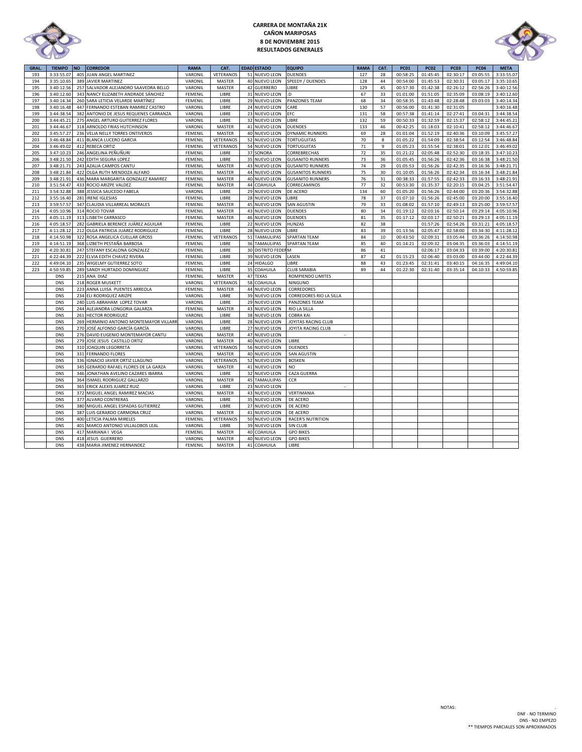# CARRERA DE MONTAÑA 21K
## CAÑON MARIPOSAS
## 8 DE NOVIEMBRE 2015
## RESULTADOS GENERALES

| GRAL. | TIEMPO | NO | CORREDOR | RAMA | CAT. | EDAD | ESTADO | EQUIPO | RAMA | CAT. | PC01 | PC02 | PC03 | PC04 | META |
|---|---|---|---|---|---|---|---|---|---|---|---|---|---|---|---|
| 193 | 3:33:55.07 | 405 | JUAN ANGEL MARTINEZ | VARONIL | VETERANOS | 51 | NUEVO LEON | DUENDES | 127 | 28 | 00:58:25 | 01:45:45 | 02:30:17 | 03:05:55 | 3:33:55.07 |
| 194 | 3:35:10.65 | 389 | JAVIER MARTINEZ | VARONIL | MASTER | 40 | NUEVO LEON | SPEEDY / DUENDES | 128 | 44 | 00:54:00 | 01:45:53 | 02:30:31 | 03:05:17 | 3:35:10.65 |
| 195 | 3:40:12.56 | 257 | SALVADOR ALEJANDRO SAAVEDRA BELLO | VARONIL | MASTER | 42 | GUERRERO | LIBRE | 129 | 45 | 00:57:30 | 01:42:38 | 02:26:12 | 02:56:26 | 3:40:12.56 |
| 196 | 3:40:12.60 | 343 | NANCY ELIZABETH ANDRADE SÁNCHEZ | FEMENIL | LIBRE | 31 | NUEVO LEON | :D | 67 | 33 | 01:01:00 | 01:51:05 | 02:35:09 | 03:08:19 | 3:40:12.60 |
| 197 | 3:40:14.34 | 260 | SARA LETICIA VELARDE MARTÍNEZ | FEMENIL | LIBRE | 29 | NUEVO LEON | PANZONES TEAM | 68 | 34 | 00:58:35 | 01:43:48 | 02:28:48 | 03:03:03 | 3:40:14.34 |
| 198 | 3:40:16.48 | 447 | FERNANDO ESTEBAN RAMIREZ CASTRO | VARONIL | LIBRE | 24 | NUEVO LEON | CARE | 130 | 57 | 00:56:00 | 01:41:30 | 02:31:05 | | 3:40:16.48 |
| 199 | 3:44:38.54 | 382 | ANTONIO DE JESUS REQUENES CARRANZA | VARONIL | LIBRE | 23 | NUEVO LEON | EFC | 131 | 58 | 00:57:38 | 01:41:14 | 02:27:41 | 03:04:31 | 3:44:38.54 |
| 200 | 3:44:45.21 | 275 | ANGEL ARTURO GUITERREZ FLORES | VARONIL | LIBRE | 32 | NUEVO LEON | LIBRE | 132 | 59 | 00:50:33 | 01:32:59 | 02:15:37 | 02:58:12 | 3:44:45.21 |
| 201 | 3:44:46.67 | 318 | ARNOLDO FRIAS HUTCHINSON | VARONIL | MASTER | 41 | NUEVO LEON | DUENDES | 133 | 46 | 00:42:25 | 01:18:03 | 02:10:41 | 02:58:12 | 3:44:46.67 |
| 202 | 3:45:57.27 | 236 | VELIA NELLY TORRES ONTIVEROS | FEMENIL | MASTER | 40 | NUEVO LEON | DYNAMIC RUNNERS | 69 | 28 | 01:01:04 | 01:52:19 | 02:40:36 | 03:10:09 | 3:45:57.27 |
| 203 | 3:46:48.84 | 411 | BLANCA LUCERO GARCIA | FEMENIL | VETERANOS | 52 | NUEVO LEON | TORTUGUITAS | 70 | 8 | 01:05:22 | 01:54:09 | 02:38:54 | 03:12:54 | 3:46:48.84 |
| 204 | 3:46:49.02 | 412 | REBECA ORTIZ | FEMENIL | VETERANOS | 54 | NUEVO LEON | TORTUGUITAS | 71 | 9 | 01:05:23 | 01:55:54 | 02:38:01 | 03:12:01 | 3:46:49.02 |
| 205 | 3:47:10.23 | 246 | ANGELINA PEÑUÑURI | FEMENIL | LIBRE | 37 | SONORA | CORREBRECHAS | 72 | 35 | 01:21:22 | 02:05:48 | 02:52:30 | 03:18:35 | 3:47:10.23 |
| 206 | 3:48:21.50 | 242 | EDITH SEGURA LOPEZ | FEMENIL | LIBRE | 35 | NUEVO LEON | GUSANITO RUNNERS | 73 | 36 | 01:05:45 | 01:56:26 | 02:42:36 | 03:16:38 | 3:48:21.50 |
| 207 | 3:48:21.71 | 243 | AZALIA CAMPOS CANTU | FEMENIL | MASTER | 43 | NUEVO LEON | GUSANITO RUNNERS | 74 | 29 | 01:05:53 | 01:56:26 | 02:42:35 | 03:16:36 | 3:48:21.71 |
| 208 | 3:48:21.84 | 422 | OLGA RUTH MENDOZA ALFARO | FEMENIL | MASTER | 44 | NUEVO LEON | GUSANITOS RUNNERS | 75 | 30 | 01:10:05 | 01:56:26 | 02:42:34 | 03:16:34 | 3:48:21.84 |
| 209 | 3:48:21.91 | 436 | MARA MARGARITA GONZALEZ RAMIREZ | FEMENIL | MASTER | 40 | NUEVO LEON | GUSANITO RUNNERS | 76 | 31 | 00:38:33 | 01:57:55 | 02:42:33 | 03:16:33 | 3:48:21.91 |
| 210 | 3:51:54.47 | 433 | ROCIO ARIZPE VALDEZ | FEMENIL | MASTER | 44 | COAHUILA | CORRECAMINOS | 77 | 32 | 00:53:30 | 01:35:37 | 02:20:15 | 03:04:25 | 3:51:54.47 |
| 211 | 3:54:32.88 | 388 | JESSICA SAUCEDO FABELA | VARONIL | LIBRE | 29 | NUEVO LEON | DE ACERO | 134 | 60 | 01:05:20 | 01:56:26 | 02:44:00 | 03:20:36 | 3:54:32.88 |
| 212 | 3:55:16.40 | 281 | IRENE IGLESIAS | FEMENIL | LIBRE | 28 | NUEVO LEON | LIBRE | 78 | 37 | 01:07:10 | 01:56:26 | 02:45:00 | 03:20:00 | 3:55:16.40 |
| 213 | 3:59:57.57 | 347 | CLAUDIA VILLARREAL MORALES | FEMENIL | MASTER | 45 | NUEVO LEON | SAN AGUSTIN | 79 | 33 | 01:08:02 | 01:57:10 | 02:49:13 | 03:25:00 | 3:59:57.57 |
| 214 | 4:05:10.96 | 314 | ROCIO TOVAR | FEMENIL | MASTER | 43 | NUEVO LEON | DUENDES | 80 | 34 | 01:19:12 | 02:03:16 | 02:50:14 | 03:29:14 | 4:05:10.96 |
| 215 | 4:05:11.19 | 313 | LISBETH CARRASCO | FEMENIL | MASTER | 46 | NUEVO LEON | DUENDES | 81 | 35 | 01:17:12 | 02:03:17 | 02:50:21 | 03:29:13 | 4:05:11.19 |
| 216 | 4:05:18.57 | 282 | GABRIELA BERENICE JUÁREZ AGUILAR | FEMENIL | LIBRE | 22 | NUEVO LEON | HUNZAS | 82 | 38 | 01:57:26 | 02:54:26 | 03:31:21 | | 4:05:18.57 |
| 217 | 4:11:28.12 | 212 | OLGA PATRICIA JUAREZ RODRIGUEZ | FEMENIL | LIBRE | 28 | NUEVO LEON | LIBRE | 83 | 39 | 01:13:56 | 02:05:47 | 02:58:00 | 03:34:30 | 4:11:28.12 |
| 218 | 4:14:50.98 | 322 | ROSA ANGELICA CUELLAR GROSS | FEMENIL | VETERANOS | 51 | TAMAULIPAS | SPARTAN TEAM | 84 | 10 | 00:43:50 | 02:09:31 | 03:05:44 | 03:36:26 | 4:14:50.98 |
| 219 | 4:14:51.19 | 368 | LIZBETH PESTAÑA BARBOSA | FEMENIL | LIBRE | 36 | TAMAULIPAS | SPARTAN TEAM | 85 | 40 | 01:14:21 | 02:09:32 | 03:04:35 | 03:36:03 | 4:14:51.19 |
| 220 | 4:20:30.81 | 247 | STEFANY ESCALONA GONZALEZ | FEMENIL | LIBRE | 30 | DISTRITO FEDERAL | M | 86 | 41 | | 02:06:17 | 03:04:33 | 03:39:00 | 4:20:30.81 |
| 221 | 4:22:44.39 | 222 | ELVIA EDITH CHAVEZ RIVERA | FEMENIL | LIBRE | 39 | NUEVO LEON | LASEN | 87 | 42 | 01:15:23 | 02:06:40 | 03:03:00 | 03:44:00 | 4:22:44.39 |
| 222 | 4:49:04.10 | 235 | WIGELMY GUTIERREZ SOTO | FEMENIL | LIBRE | 24 | HIDALGO | LIBRE | 88 | 43 | 01:23:45 | 02:31:41 | 03:40:15 | 04:16:35 | 4:49:04.10 |
| 223 | 4:50:59.85 | 289 | SANDY HURTADO DOMINGUEZ | FEMENIL | LIBRE | 35 | COAHUILA | CLUB SARABIA | 89 | 44 | 01:22:30 | 02:31:40 | 03:35:14 | 04:10:33 | 4:50:59.85 |
| | DNS | 215 | ANA DIAZ | FEMENIL | MASTER | 47 | TEXAS | ROMPIENDO LIMITES | | | | | | | |
| | DNS | 218 | ROGER MUSKETT | VARONIL | VETERANOS | 58 | COAHUILA | NINGUNO | | | | | | | |
| | DNS | 223 | ANNA LUISA PUENTES ARREOLA | FEMENIL | MASTER | 44 | NUEVO LEON | CORREDORES | | | | | | | |
| | DNS | 234 | ELI RODRIGUEZ ARIZPE | VARONIL | LIBRE | 39 | NUEVO LEON | CORREDORES RIO LA SILLA | | | | | | | |
| | DNS | 240 | LUIS ABRAHAM LOPEZ TOVAR | VARONIL | LIBRE | 29 | NUEVO LEON | PANZONES TEAM | | | | | | | |
| | DNS | 244 | ALEJANDRA LONGORIA GALARZA | FEMENIL | MASTER | 43 | NUEVO LEON | RIO LA SILLA | | | | | | | |
| | DNS | 261 | HECTOR RODRIGUEZ | VARONIL | LIBRE | 38 | NUEVO LEON | COBRA KAI | | | | | | | |
| | DNS | 269 | HERMINIO ANTONIO MONTEMAYOR VILLARR | VARONIL | LIBRE | 28 | NUEVO LEON | JOYITAS RACING CLUB | | | | | | | |
| | DNS | 270 | JOSÉ ALFONSO GARCÍA GARCÍA | VARONIL | LIBRE | 27 | NUEVO LEON | JOYITA RACING CLUB | | | | | | | |
| | DNS | 276 | DAVID EUGENIO MONTEMAYOR CANTU | VARONIL | MASTER | 47 | NUEVO LEON | - | | | | | | | |
| | DNS | 279 | JOSE JESUS CASTILLO ORTIZ | VARONIL | MASTER | 40 | NUEVO LEON | LIBRE | | | | | | | |
| | DNS | 310 | JOAQUIN LEGORRETA | VARONIL | VETERANOS | 56 | NUEVO LEON | DUENDES | | | | | | | |
| | DNS | 331 | FERNANDO FLORES | VARONIL | MASTER | 40 | NUEVO LEON | SAN AGUSTIN | | | | | | | |
| | DNS | 336 | IGNACIO JAVIER ORTIZ LLAGUNO | VARONIL | VETERANOS | 52 | NUEVO LEON | BOSKEN | | | | | | | |
| | DNS | 345 | GERARDO RAFAEL FLORES DE LA GARZA | VARONIL | MASTER | 41 | NUEVO LEON | NO | | | | | | | |
| | DNS | 346 | JONATHAN AVELINO CAZARES IBARRA | VARONIL | LIBRE | 32 | NUEVO LEON | CAZA GUERRA | | | | | | | |
| | DNS | 364 | ISMAEL RODRIGUEZ GALLARZO | VARONIL | MASTER | 45 | TAMAULIPAS | CCR | | | | | | | |
| | DNS | 365 | ERICK ALEXIS JUAREZ RUIZ | VARONIL | LIBRE | 23 | NUEVO LEON | - | | | | | | | |
| | DNS | 372 | MIGUEL ANGEL RAMIREZ MACIAS | VARONIL | MASTER | 43 | NUEVO LEON | VERTIMANIA | | | | | | | |
| | DNS | 377 | ALVARO CONTRERAS | VARONIL | LIBRE | 35 | NUEVO LEON | DE ACERO | | | | | | | |
| | DNS | 380 | MIGUEL ANGEL ESPADAS GUTIERREZ | VARONIL | LIBRE | 27 | NUEVO LEON | DE ACERO | | | | | | | |
| | DNS | 387 | LUIS GERARDO CARMONA CRUZ | VARONIL | MASTER | 41 | NUEVO LEON | DE ACERO | | | | | | | |
| | DNS | 400 | LETICIA PALMA MIRELES | FEMENIL | VETERANOS | 50 | NUEVO LEON | RACER'S NUTRITION | | | | | | | |
| | DNS | 401 | MARCO ANTONIO VILLALOBOS LEAL | VARONIL | LIBRE | 39 | NUEVO LEON | SIN CLUB | | | | | | | |
| | DNS | 417 | MARIANA I VEGA | FEMENIL | MASTER | 40 | COAHUILA | GPO BIKES | | | | | | | |
| | DNS | 418 | JESUS GUERRERO | VARONIL | MASTER | 40 | NUEVO LEON | GPO BIKES | | | | | | | |
| | DNS | 438 | MARIA JIMENEZ HERNANDEZ | FEMENIL | MASTER | 41 | COAHUILA | LIBRE | | | | | | | |

NOTAS:

DNF - NO TERMINO
DNS - NO EMPEZO
** TIEMPOS PARCIALES SON APROXIMADOS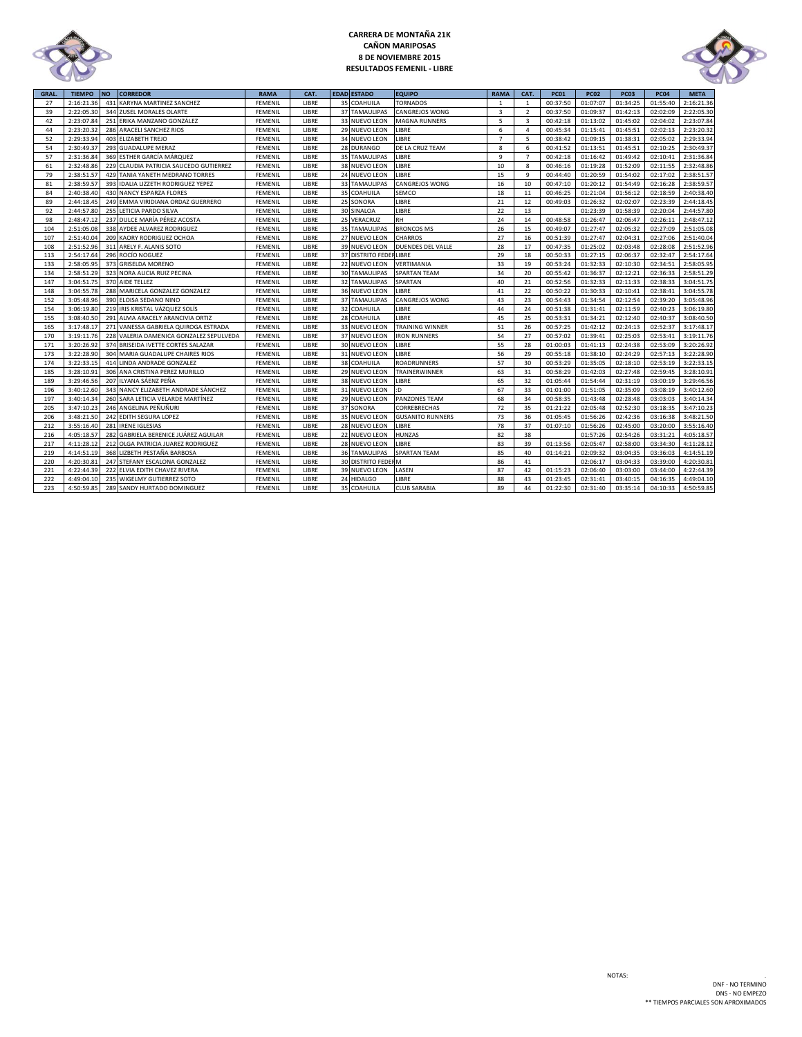# CARRERA DE MONTAÑA 21K
## CAÑON MARIPOSAS
## 8 DE NOVIEMBRE 2015
## RESULTADOS FEMENIL - LIBRE

| GRAL. | TIEMPO | NO | CORREDOR | RAMA | CAT. | EDAD | ESTADO | EQUIPO | RAMA | CAT. | PC01 | PC02 | PC03 | PC04 | META |
|---|---|---|---|---|---|---|---|---|---|---|---|---|---|---|---|
| 27 | 2:16:21.36 | 431 | KARYNA MARTINEZ SANCHEZ | FEMENIL | LIBRE | 35 | COAHUILA | TORNADOS | 1 | 1 | 00:37:50 | 01:07:07 | 01:34:25 | 01:55:40 | 2:16:21.36 |
| 39 | 2:22:05.30 | 344 | ZUSEL MORALES OLARTE | FEMENIL | LIBRE | 37 | TAMAULIPAS | CANGREJOS WONG | 3 | 2 | 00:37:50 | 01:09:37 | 01:42:13 | 02:02:09 | 2:22:05.30 |
| 42 | 2:23:07.84 | 251 | ERIKA MANZANO GONZÁLEZ | FEMENIL | LIBRE | 33 | NUEVO LEON | MAGNA RUNNERS | 5 | 3 | 00:42:18 | 01:13:02 | 01:45:02 | 02:04:02 | 2:23:07.84 |
| 44 | 2:23:20.32 | 286 | ARACELI SANCHEZ RIOS | FEMENIL | LIBRE | 29 | NUEVO LEON | LIBRE | 6 | 4 | 00:45:34 | 01:15:41 | 01:45:51 | 02:02:13 | 2:23:20.32 |
| 52 | 2:29:33.94 | 403 | ELIZABETH TREJO | FEMENIL | LIBRE | 34 | NUEVO LEON | LIBRE | 7 | 5 | 00:38:42 | 01:09:15 | 01:38:31 | 02:05:02 | 2:29:33.94 |
| 54 | 2:30:49.37 | 293 | GUADALUPE MERAZ | FEMENIL | LIBRE | 28 | DURANGO | DE LA CRUZ TEAM | 8 | 6 | 00:41:52 | 01:13:51 | 01:45:51 | 02:10:25 | 2:30:49.37 |
| 57 | 2:31:36.84 | 369 | ESTHER GARCÍA MÁRQUEZ | FEMENIL | LIBRE | 35 | TAMAULIPAS | LIBRE | 9 | 7 | 00:42:18 | 01:16:42 | 01:49:42 | 02:10:41 | 2:31:36.84 |
| 61 | 2:32:48.86 | 229 | CLAUDIA PATRICIA SAUCEDO GUTIERREZ | FEMENIL | LIBRE | 38 | NUEVO LEON | LIBRE | 10 | 8 | 00:46:16 | 01:19:28 | 01:52:09 | 02:11:55 | 2:32:48.86 |
| 79 | 2:38:51.57 | 429 | TANIA YANETH MEDRANO TORRES | FEMENIL | LIBRE | 24 | NUEVO LEON | LIBRE | 15 | 9 | 00:44:40 | 01:20:59 | 01:54:02 | 02:17:02 | 2:38:51.57 |
| 81 | 2:38:59.57 | 393 | IDALIA LIZZETH RODRIGUEZ YEPEZ | FEMENIL | LIBRE | 33 | TAMAULIPAS | CANGREJOS WONG | 16 | 10 | 00:47:10 | 01:20:12 | 01:54:49 | 02:16:28 | 2:38:59.57 |
| 84 | 2:40:38.40 | 430 | NANCY ESPARZA FLORES | FEMENIL | LIBRE | 35 | COAHUILA | SEMCO | 18 | 11 | 00:46:25 | 01:21:04 | 01:56:12 | 02:18:59 | 2:40:38.40 |
| 89 | 2:44:18.45 | 249 | EMMA VIRIDIANA ORDAZ GUERRERO | FEMENIL | LIBRE | 25 | SONORA | LIBRE | 21 | 12 | 00:49:03 | 01:26:32 | 02:02:07 | 02:23:39 | 2:44:18.45 |
| 92 | 2:44:57.80 | 255 | LETICIA PARDO SILVA | FEMENIL | LIBRE | 30 | SINALOA | LIBRE | 22 | 13 | | 01:23:39 | 01:58:39 | 02:20:04 | 2:44:57.80 |
| 98 | 2:48:47.12 | 237 | DULCE MARÍA PÉREZ ACOSTA | FEMENIL | LIBRE | 25 | VERACRUZ | RH | 24 | 14 | 00:48:58 | 01:26:47 | 02:06:47 | 02:26:11 | 2:48:47.12 |
| 104 | 2:51:05.08 | 338 | AYDEE ALVAREZ RODRIGUEZ | FEMENIL | LIBRE | 35 | TAMAULIPAS | BRONCOS MS | 26 | 15 | 00:49:07 | 01:27:47 | 02:05:32 | 02:27:09 | 2:51:05.08 |
| 107 | 2:51:40.04 | 209 | KAORY RODRIGUEZ OCHOA | FEMENIL | LIBRE | 27 | NUEVO LEON | CHARROS | 27 | 16 | 00:51:39 | 01:27:47 | 02:04:31 | 02:27:06 | 2:51:40.04 |
| 108 | 2:51:52.96 | 311 | ARELY F. ALANIS SOTO | FEMENIL | LIBRE | 39 | NUEVO LEON | DUENDES DEL VALLE | 28 | 17 | 00:47:35 | 01:25:02 | 02:03:48 | 02:28:08 | 2:51:52.96 |
| 113 | 2:54:17.64 | 296 | ROCÍO NOGUEZ | FEMENIL | LIBRE | 37 | DISTRITO FEDER | LIBRE | 29 | 18 | 00:50:33 | 01:27:15 | 02:06:37 | 02:32:47 | 2:54:17.64 |
| 133 | 2:58:05.95 | 373 | GRISELDA MORENO | FEMENIL | LIBRE | 22 | NUEVO LEON | VERTIMANIA | 33 | 19 | 00:53:24 | 01:32:33 | 02:10:30 | 02:34:51 | 2:58:05.95 |
| 134 | 2:58:51.29 | 323 | NORA ALICIA RUIZ PECINA | FEMENIL | LIBRE | 30 | TAMAULIPAS | SPARTAN TEAM | 34 | 20 | 00:55:42 | 01:36:37 | 02:12:21 | 02:36:33 | 2:58:51.29 |
| 147 | 3:04:51.75 | 370 | AIDE TELLEZ | FEMENIL | LIBRE | 32 | TAMAULIPAS | SPARTAN | 40 | 21 | 00:52:56 | 01:32:33 | 02:11:33 | 02:38:33 | 3:04:51.75 |
| 148 | 3:04:55.78 | 288 | MARICELA GONZALEZ GONZALEZ | FEMENIL | LIBRE | 36 | NUEVO LEON | LIBRE | 41 | 22 | 00:50:22 | 01:30:33 | 02:10:41 | 02:38:41 | 3:04:55.78 |
| 152 | 3:05:48.96 | 390 | ELOISA SEDANO NINO | FEMENIL | LIBRE | 37 | TAMAULIPAS | CANGREJOS WONG | 43 | 23 | 00:54:43 | 01:34:54 | 02:12:54 | 02:39:20 | 3:05:48.96 |
| 154 | 3:06:19.80 | 219 | IRIS KRISTAL VÁZQUEZ SOLÍS | FEMENIL | LIBRE | 32 | COAHUILA | LIBRE | 44 | 24 | 00:51:38 | 01:31:41 | 02:11:59 | 02:40:23 | 3:06:19.80 |
| 155 | 3:08:40.50 | 291 | ALMA ARACELY ARANCIVIA ORTIZ | FEMENIL | LIBRE | 28 | COAHUILA | LIBRE | 45 | 25 | 00:53:31 | 01:34:21 | 02:12:40 | 02:40:37 | 3:08:40.50 |
| 165 | 3:17:48.17 | 271 | VANESSA GABRIELA QUIROGA ESTRADA | FEMENIL | LIBRE | 33 | NUEVO LEON | TRAINING WINNER | 51 | 26 | 00:57:25 | 01:42:12 | 02:24:13 | 02:52:37 | 3:17:48.17 |
| 170 | 3:19:11.76 | 228 | VALERIA DAMENICA GONZALEZ SEPULVEDA | FEMENIL | LIBRE | 37 | NUEVO LEON | IRON RUNNERS | 54 | 27 | 00:57:02 | 01:39:41 | 02:25:03 | 02:53:41 | 3:19:11.76 |
| 171 | 3:20:26.92 | 374 | BRISEIDA IVETTE CORTES SALAZAR | FEMENIL | LIBRE | 30 | NUEVO LEON | LIBRE | 55 | 28 | 01:00:03 | 01:41:13 | 02:24:38 | 02:53:09 | 3:20:26.92 |
| 173 | 3:22:28.90 | 304 | MARIA GUADALUPE CHAIRES RIOS | FEMENIL | LIBRE | 31 | NUEVO LEON | LIBRE | 56 | 29 | 00:55:18 | 01:38:10 | 02:24:29 | 02:57:13 | 3:22:28.90 |
| 174 | 3:22:33.15 | 414 | LINDA ANDRADE GONZALEZ | FEMENIL | LIBRE | 38 | COAHUILA | ROADRUNNERS | 57 | 30 | 00:53:29 | 01:35:05 | 02:18:10 | 02:53:19 | 3:22:33.15 |
| 185 | 3:28:10.91 | 306 | ANA CRISTINA PEREZ MURILLO | FEMENIL | LIBRE | 29 | NUEVO LEON | TRAINERWINNER | 63 | 31 | 00:58:29 | 01:42:03 | 02:27:48 | 02:59:45 | 3:28:10.91 |
| 189 | 3:29:46.56 | 207 | ILYANA SÁENZ PEÑA | FEMENIL | LIBRE | 38 | NUEVO LEON | LIBRE | 65 | 32 | 01:05:44 | 01:54:44 | 02:31:19 | 03:00:19 | 3:29:46.56 |
| 196 | 3:40:12.60 | 343 | NANCY ELIZABETH ANDRADE SÁNCHEZ | FEMENIL | LIBRE | 31 | NUEVO LEON | :D | 67 | 33 | 01:01:00 | 01:51:05 | 02:35:09 | 03:08:19 | 3:40:12.60 |
| 197 | 3:40:14.34 | 260 | SARA LETICIA VELARDE MARTÍNEZ | FEMENIL | LIBRE | 29 | NUEVO LEON | PANZONES TEAM | 68 | 34 | 00:58:35 | 01:43:48 | 02:28:48 | 03:03:03 | 3:40:14.34 |
| 205 | 3:47:10.23 | 246 | ANGELINA PEÑUÑURI | FEMENIL | LIBRE | 37 | SONORA | CORREBRECHAS | 72 | 35 | 01:21:22 | 02:05:48 | 02:52:30 | 03:18:35 | 3:47:10.23 |
| 206 | 3:48:21.50 | 242 | EDITH SEGURA LOPEZ | FEMENIL | LIBRE | 35 | NUEVO LEON | GUSANITO RUNNERS | 73 | 36 | 01:05:45 | 01:56:26 | 02:42:36 | 03:16:38 | 3:48:21.50 |
| 212 | 3:55:16.40 | 281 | IRENE IGLESIAS | FEMENIL | LIBRE | 28 | NUEVO LEON | LIBRE | 78 | 37 | 01:07:10 | 01:56:26 | 02:45:00 | 03:20:00 | 3:55:16.40 |
| 216 | 4:05:18.57 | 282 | GABRIELA BERENICE JUÁREZ AGUILAR | FEMENIL | LIBRE | 22 | NUEVO LEON | HUNZAS | 82 | 38 | | 01:57:26 | 02:54:26 | 03:31:21 | 4:05:18.57 |
| 217 | 4:11:28.12 | 212 | OLGA PATRICIA JUAREZ RODRIGUEZ | FEMENIL | LIBRE | 28 | NUEVO LEON | LIBRE | 83 | 39 | 01:13:56 | 02:05:47 | 02:58:00 | 03:34:30 | 4:11:28.12 |
| 219 | 4:14:51.19 | 368 | LIZBETH PESTAÑA BARBOSA | FEMENIL | LIBRE | 36 | TAMAULIPAS | SPARTAN TEAM | 85 | 40 | 01:14:21 | 02:09:32 | 03:04:35 | 03:36:03 | 4:14:51.19 |
| 220 | 4:20:30.81 | 247 | STEFANY ESCALONA GONZALEZ | FEMENIL | LIBRE | 30 | DISTRITO FEDER | M | 86 | 41 | | 02:06:17 | 03:04:33 | 03:39:00 | 4:20:30.81 |
| 221 | 4:22:44.39 | 222 | ELVIA EDITH CHAVEZ RIVERA | FEMENIL | LIBRE | 39 | NUEVO LEON | LASEN | 87 | 42 | 01:15:23 | 02:06:40 | 03:03:00 | 03:44:00 | 4:22:44.39 |
| 222 | 4:49:04.10 | 235 | WIGELMY GUTIERREZ SOTO | FEMENIL | LIBRE | 24 | HIDALGO | LIBRE | 88 | 43 | 01:23:45 | 02:31:41 | 03:40:15 | 04:16:35 | 4:49:04.10 |
| 223 | 4:50:59.85 | 289 | SANDY HURTADO DOMINGUEZ | FEMENIL | LIBRE | 35 | COAHUILA | CLUB SARABIA | 89 | 44 | 01:22:30 | 02:31:40 | 03:35:14 | 04:10:33 | 4:50:59.85 |

NOTAS:

DNF - NO TERMINO
DNS - NO EMPEZO
** TIEMPOS PARCIALES SON APROXIMADOS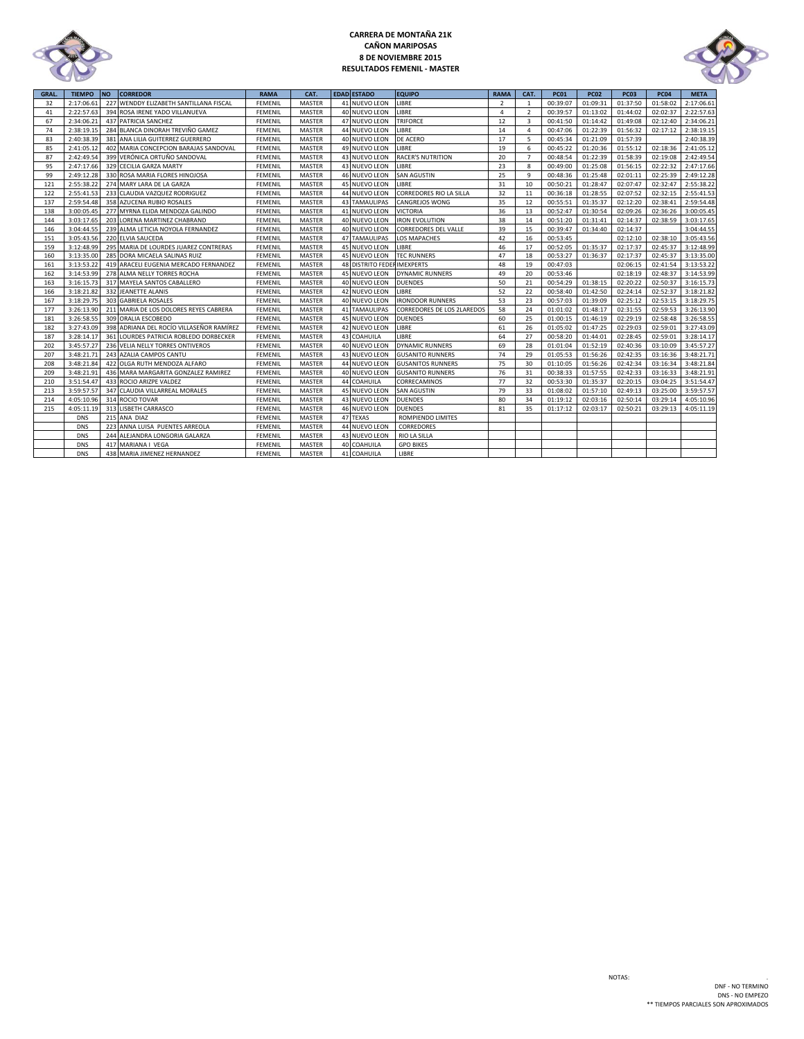# CARRERA DE MONTAÑA 21K
## CAÑON MARIPOSAS
## 8 DE NOVIEMBRE 2015
## RESULTADOS FEMENIL - MASTER

| GRAL. | TIEMPO | NO | CORREDOR | RAMA | CAT. | EDAD | ESTADO | EQUIPO | RAMA | CAT. | PC01 | PC02 | PC03 | PC04 | META |
|---|---|---|---|---|---|---|---|---|---|---|---|---|---|---|---|
| 32 | 2:17:06.61 | 227 | WENDDY ELIZABETH SANTILLANA FISCAL | FEMENIL | MASTER | 41 | NUEVO LEON | LIBRE | 2 | 1 | 00:39:07 | 01:09:31 | 01:37:50 | 01:58:02 | 2:17:06.61 |
| 41 | 2:22:57.63 | 394 | ROSA IRENE YADO VILLANUEVA | FEMENIL | MASTER | 40 | NUEVO LEON | LIBRE | 4 | 2 | 00:39:57 | 01:13:02 | 01:44:02 | 02:02:37 | 2:22:57.63 |
| 67 | 2:34:06.21 | 437 | PATRICIA SANCHEZ | FEMENIL | MASTER | 47 | NUEVO LEON | TRIFORCE | 12 | 3 | 00:41:50 | 01:14:42 | 01:49:08 | 02:12:40 | 2:34:06.21 |
| 74 | 2:38:19.15 | 284 | BLANCA DINORAH TREVIÑO GAMEZ | FEMENIL | MASTER | 44 | NUEVO LEON | LIBRE | 14 | 4 | 00:47:06 | 01:22:39 | 01:56:32 | 02:17:12 | 2:38:19.15 |
| 83 | 2:40:38.39 | 381 | ANA LILIA GUITERREZ GUERRERO | FEMENIL | MASTER | 40 | NUEVO LEON | DE ACERO | 17 | 5 | 00:45:34 | 01:21:09 | 01:57:39 | | 2:40:38.39 |
| 85 | 2:41:05.12 | 402 | MARIA CONCEPCION BARAJAS SANDOVAL | FEMENIL | MASTER | 49 | NUEVO LEON | LIBRE | 19 | 6 | 00:45:22 | 01:20:36 | 01:55:12 | 02:18:36 | 2:41:05.12 |
| 87 | 2:42:49.54 | 399 | VERÓNICA ORTUÑO SANDOVAL | FEMENIL | MASTER | 43 | NUEVO LEON | RACER'S NUTRITION | 20 | 7 | 00:48:54 | 01:22:39 | 01:58:39 | 02:19:08 | 2:42:49.54 |
| 95 | 2:47:17.66 | 329 | CECILIA GARZA MARTY | FEMENIL | MASTER | 43 | NUEVO LEON | LIBRE | 23 | 8 | 00:49:00 | 01:25:08 | 01:56:15 | 02:22:32 | 2:47:17.66 |
| 99 | 2:49:12.28 | 330 | ROSA MARIA FLORES HINOJOSA | FEMENIL | MASTER | 46 | NUEVO LEON | SAN AGUSTIN | 25 | 9 | 00:48:36 | 01:25:48 | 02:01:11 | 02:25:39 | 2:49:12.28 |
| 121 | 2:55:38.22 | 274 | MARY LARA DE LA GARZA | FEMENIL | MASTER | 45 | NUEVO LEON | LIBRE | 31 | 10 | 00:50:21 | 01:28:47 | 02:07:47 | 02:32:47 | 2:55:38.22 |
| 122 | 2:55:41.53 | 233 | CLAUDIA VAZQUEZ RODRIGUEZ | FEMENIL | MASTER | 44 | NUEVO LEON | CORREDORES RIO LA SILLA | 32 | 11 | 00:36:18 | 01:28:55 | 02:07:52 | 02:32:15 | 2:55:41.53 |
| 137 | 2:59:54.48 | 358 | AZUCENA RUBIO ROSALES | FEMENIL | MASTER | 43 | TAMAULIPAS | CANGREJOS WONG | 35 | 12 | 00:55:51 | 01:35:37 | 02:12:20 | 02:38:41 | 2:59:54.48 |
| 138 | 3:00:05.45 | 277 | MYRNA ELIDA MENDOZA GALINDO | FEMENIL | MASTER | 41 | NUEVO LEON | VICTORIA | 36 | 13 | 00:52:47 | 01:30:54 | 02:09:26 | 02:36:26 | 3:00:05.45 |
| 144 | 3:03:17.65 | 203 | LORENA MARTINEZ CHABRAND | FEMENIL | MASTER | 40 | NUEVO LEON | IRON EVOLUTION | 38 | 14 | 00:51:20 | 01:31:41 | 02:14:37 | 02:38:59 | 3:03:17.65 |
| 146 | 3:04:44.55 | 239 | ALMA LETICIA NOYOLA FERNANDEZ | FEMENIL | MASTER | 40 | NUEVO LEON | CORREDORES DEL VALLE | 39 | 15 | 00:39:47 | 01:34:40 | 02:14:37 | | 3:04:44.55 |
| 151 | 3:05:43.56 | 220 | ELVIA SAUCEDA | FEMENIL | MASTER | 47 | TAMAULIPAS | LOS MAPACHES | 42 | 16 | 00:53:45 | | 02:12:10 | 02:38:10 | 3:05:43.56 |
| 159 | 3:12:48.99 | 295 | MARIA DE LOURDES JUAREZ CONTRERAS | FEMENIL | MASTER | 45 | NUEVO LEON | LIBRE | 46 | 17 | 00:52:05 | 01:35:37 | 02:17:37 | 02:45:37 | 3:12:48.99 |
| 160 | 3:13:35.00 | 285 | DORA MICAELA SALINAS RUIZ | FEMENIL | MASTER | 45 | NUEVO LEON | TEC RUNNERS | 47 | 18 | 00:53:27 | 01:36:37 | 02:17:37 | 02:45:37 | 3:13:35.00 |
| 161 | 3:13:53.22 | 419 | ARACELI EUGENIA MERCADO FERNANDEZ | FEMENIL | MASTER | 48 | DISTRITO FEDER | IMEXPERTS | 48 | 19 | 00:47:03 | | 02:06:15 | 02:41:54 | 3:13:53.22 |
| 162 | 3:14:53.99 | 278 | ALMA NELLY TORRES ROCHA | FEMENIL | MASTER | 45 | NUEVO LEON | DYNAMIC RUNNERS | 49 | 20 | 00:53:46 | | 02:18:19 | 02:48:37 | 3:14:53.99 |
| 163 | 3:16:15.73 | 317 | MAYELA SANTOS CABALLERO | FEMENIL | MASTER | 40 | NUEVO LEON | DUENDES | 50 | 21 | 00:54:29 | 01:38:15 | 02:20:22 | 02:50:37 | 3:16:15.73 |
| 166 | 3:18:21.82 | 332 | JEANETTE ALANIS | FEMENIL | MASTER | 42 | NUEVO LEON | LIBRE | 52 | 22 | 00:58:40 | 01:42:50 | 02:24:14 | 02:52:37 | 3:18:21.82 |
| 167 | 3:18:29.75 | 303 | GABRIELA ROSALES | FEMENIL | MASTER | 40 | NUEVO LEON | IRONDOOR RUNNERS | 53 | 23 | 00:57:03 | 01:39:09 | 02:25:12 | 02:53:15 | 3:18:29.75 |
| 177 | 3:26:13.90 | 211 | MARIA DE LOS DOLORES REYES CABRERA | FEMENIL | MASTER | 41 | TAMAULIPAS | CORREDORES DE LOS 2LAREDOS | 58 | 24 | 01:01:02 | 01:48:17 | 02:31:55 | 02:59:53 | 3:26:13.90 |
| 181 | 3:26:58.55 | 309 | ORALIA ESCOBEDO | FEMENIL | MASTER | 45 | NUEVO LEON | DUENDES | 60 | 25 | 01:00:15 | 01:46:19 | 02:29:19 | 02:58:48 | 3:26:58.55 |
| 182 | 3:27:43.09 | 398 | ADRIANA DEL ROCÍO VILLASEÑOR RAMÍREZ | FEMENIL | MASTER | 42 | NUEVO LEON | LIBRE | 61 | 26 | 01:05:02 | 01:47:25 | 02:29:03 | 02:59:01 | 3:27:43.09 |
| 187 | 3:28:14.17 | 361 | LOURDES PATRICIA ROBLEDO DORBECKER | FEMENIL | MASTER | 43 | COAHUILA | LIBRE | 64 | 27 | 00:58:20 | 01:44:01 | 02:28:45 | 02:59:01 | 3:28:14.17 |
| 202 | 3:45:57.27 | 236 | VELIA NELLY TORRES ONTIVEROS | FEMENIL | MASTER | 40 | NUEVO LEON | DYNAMIC RUNNERS | 69 | 28 | 01:01:04 | 01:52:19 | 02:40:36 | 03:10:09 | 3:45:57.27 |
| 207 | 3:48:21.71 | 243 | AZALIA CAMPOS CANTU | FEMENIL | MASTER | 43 | NUEVO LEON | GUSANITO RUNNERS | 74 | 29 | 01:05:53 | 01:56:26 | 02:42:35 | 03:16:36 | 3:48:21.71 |
| 208 | 3:48:21.84 | 422 | OLGA RUTH MENDOZA ALFARO | FEMENIL | MASTER | 44 | NUEVO LEON | GUSANITOS RUNNERS | 75 | 30 | 01:10:05 | 01:56:26 | 02:42:34 | 03:16:34 | 3:48:21.84 |
| 209 | 3:48:21.91 | 436 | MARA MARGARITA GONZALEZ RAMIREZ | FEMENIL | MASTER | 40 | NUEVO LEON | GUSANITO RUNNERS | 76 | 31 | 00:38:33 | 01:57:55 | 02:42:33 | 03:16:33 | 3:48:21.91 |
| 210 | 3:51:54.47 | 433 | ROCIO ARIZPE VALDEZ | FEMENIL | MASTER | 44 | COAHUILA | CORRECAMINOS | 77 | 32 | 00:53:30 | 01:35:37 | 02:20:15 | 03:04:25 | 3:51:54.47 |
| 213 | 3:59:57.57 | 347 | CLAUDIA VILLARREAL MORALES | FEMENIL | MASTER | 45 | NUEVO LEON | SAN AGUSTIN | 79 | 33 | 01:08:02 | 01:57:10 | 02:49:13 | 03:25:00 | 3:59:57.57 |
| 214 | 4:05:10.96 | 314 | ROCIO TOVAR | FEMENIL | MASTER | 43 | NUEVO LEON | DUENDES | 80 | 34 | 01:19:12 | 02:03:16 | 02:50:14 | 03:29:14 | 4:05:10.96 |
| 215 | 4:05:11.19 | 313 | LISBETH CARRASCO | FEMENIL | MASTER | 46 | NUEVO LEON | DUENDES | 81 | 35 | 01:17:12 | 02:03:17 | 02:50:21 | 03:29:13 | 4:05:11.19 |
| | DNS | 215 | ANA DIAZ | FEMENIL | MASTER | 47 | TEXAS | ROMPIENDO LIMITES | | | | | | | |
| | DNS | 223 | ANNA LUISA PUENTES ARREOLA | FEMENIL | MASTER | 44 | NUEVO LEON | CORREDORES | | | | | | | |
| | DNS | 244 | ALEJANDRA LONGORIA GALARZA | FEMENIL | MASTER | 43 | NUEVO LEON | RIO LA SILLA | | | | | | | |
| | DNS | 417 | MARIANA I VEGA | FEMENIL | MASTER | 40 | COAHUILA | GPO BIKES | | | | | | | |
| | DNS | 438 | MARIA JIMENEZ HERNANDEZ | FEMENIL | MASTER | 41 | COAHUILA | LIBRE | | | | | | | |

NOTAS:

DNF - NO TERMINO
DNS - NO EMPEZO
** TIEMPOS PARCIALES SON APROXIMADOS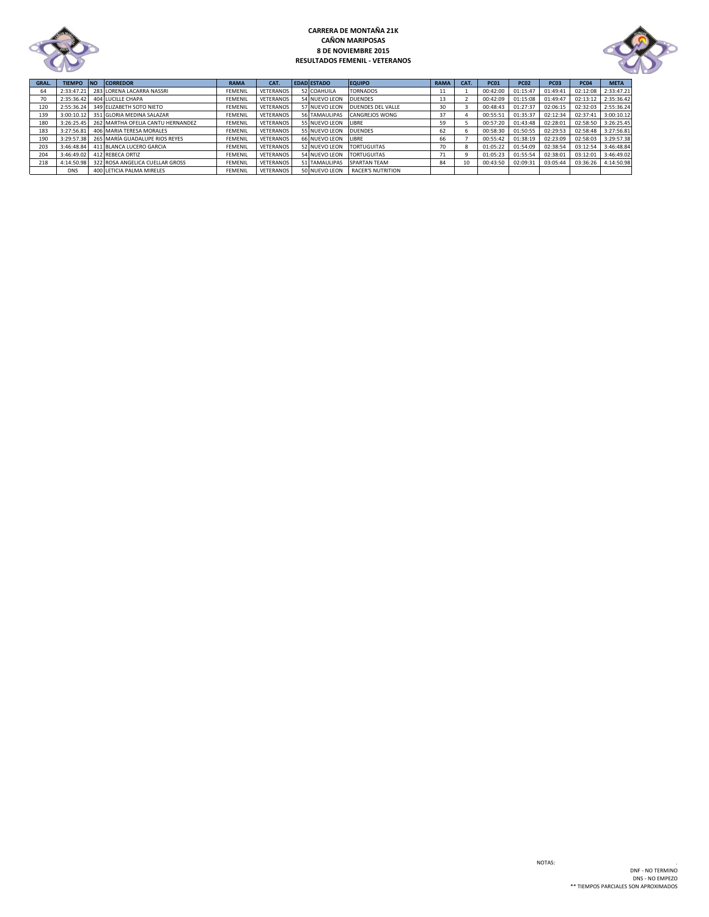**CARRERA DE MONTAÑA 21K**
**CAÑON MARIPOSAS**
**8 DE NOVIEMBRE 2015**
**RESULTADOS FEMENIL - VETERANOS**

| GRAL. | TIEMPO | NO | CORREDOR | RAMA | CAT. | EDAD | ESTADO | EQUIPO | RAMA | CAT. | PC01 | PC02 | PC03 | PC04 | META |
|---|---|---|---|---|---|---|---|---|---|---|---|---|---|---|---|
| 64 | 2:33:47.21 | 283 | LORENA LACARRA NASSRI | FEMENIL | VETERANOS | 52 | COAHUILA | TORNADOS | 11 | 1 | 00:42:00 | 01:15:47 | 01:49:41 | 02:12:08 | 2:33:47.21 |
| 70 | 2:35:36.42 | 404 | LUCILLE CHAPA | FEMENIL | VETERANOS | 54 | NUEVO LEON | DUENDES | 13 | 2 | 00:42:09 | 01:15:08 | 01:49:47 | 02:13:12 | 2:35:36.42 |
| 120 | 2:55:36.24 | 349 | ELIZABETH SOTO NIETO | FEMENIL | VETERANOS | 57 | NUEVO LEON | DUENDES DEL VALLE | 30 | 3 | 00:48:43 | 01:27:37 | 02:06:15 | 02:32:03 | 2:55:36.24 |
| 139 | 3:00:10.12 | 351 | GLORIA MEDINA SALAZAR | FEMENIL | VETERANOS | 56 | TAMAULIPAS | CANGREJOS WONG | 37 | 4 | 00:55:51 | 01:35:37 | 02:12:34 | 02:37:41 | 3:00:10.12 |
| 180 | 3:26:25.45 | 262 | MARTHA OFELIA CANTU HERNANDEZ | FEMENIL | VETERANOS | 55 | NUEVO LEON | LIBRE | 59 | 5 | 00:57:20 | 01:43:48 | 02:28:01 | 02:58:50 | 3:26:25.45 |
| 183 | 3:27:56.81 | 406 | MARIA TERESA MORALES | FEMENIL | VETERANOS | 55 | NUEVO LEON | DUENDES | 62 | 6 | 00:58:30 | 01:50:55 | 02:29:53 | 02:58:48 | 3:27:56.81 |
| 190 | 3:29:57.38 | 265 | MARÍA GUADALUPE RIOS REYES | FEMENIL | VETERANOS | 66 | NUEVO LEON | LIBRE | 66 | 7 | 00:55:42 | 01:38:19 | 02:23:09 | 02:58:03 | 3:29:57.38 |
| 203 | 3:46:48.84 | 411 | BLANCA LUCERO GARCIA | FEMENIL | VETERANOS | 52 | NUEVO LEON | TORTUGUITAS | 70 | 8 | 01:05:22 | 01:54:09 | 02:38:54 | 03:12:54 | 3:46:48.84 |
| 204 | 3:46:49.02 | 412 | REBECA ORTIZ | FEMENIL | VETERANOS | 54 | NUEVO LEON | TORTUGUITAS | 71 | 9 | 01:05:23 | 01:55:54 | 02:38:01 | 03:12:01 | 3:46:49.02 |
| 218 | 4:14:50.98 | 322 | ROSA ANGELICA CUELLAR GROSS | FEMENIL | VETERANOS | 51 | TAMAULIPAS | SPARTAN TEAM | 84 | 10 | 00:43:50 | 02:09:31 | 03:05:44 | 03:36:26 | 4:14:50.98 |
| | DNS | 400 | LETICIA PALMA MIRELES | FEMENIL | VETERANOS | 50 | NUEVO LEON | RACER'S NUTRITION | | | | | | | |

NOTAS:

DNF - NO TERMINO
DNS - NO EMPEZO
** TIEMPOS PARCIALES SON APROXIMADOS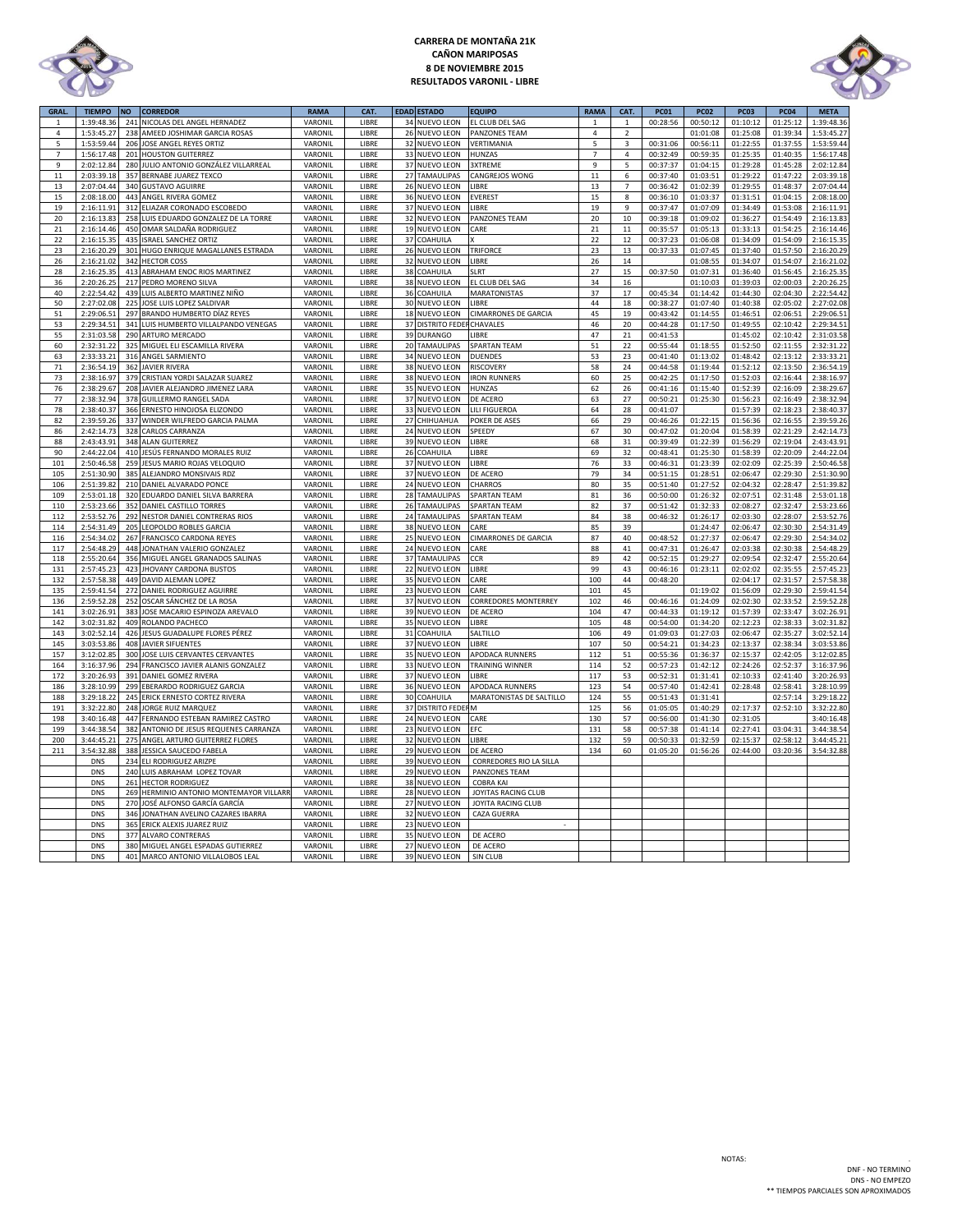# CARRERA DE MONTAÑA 21K
## CAÑON MARIPOSAS
## 8 DE NOVIEMBRE 2015
## RESULTADOS VARONIL - LIBRE

| GRAL. | TIEMPO | NO | CORREDOR | RAMA | CAT. | EDAD | ESTADO | EQUIPO | RAMA | CAT. | PC01 | PC02 | PC03 | PC04 | META |
|---|---|---|---|---|---|---|---|---|---|---|---|---|---|---|---|
| 1 | 1:39:48.36 | 241 | NICOLAS DEL ANGEL HERNADEZ | VARONIL | LIBRE | 34 | NUEVO LEON | EL CLUB DEL SAG | 1 | 1 | 00:28:56 | 00:50:12 | 01:10:12 | 01:25:12 | 1:39:48.36 |
| 4 | 1:53:45.27 | 238 | AMEED JOSHIMAR GARCIA ROSAS | VARONIL | LIBRE | 26 | NUEVO LEON | PANZONES TEAM | 4 | 2 | | 01:01:08 | 01:25:08 | 01:39:34 | 1:53:45.27 |
| 5 | 1:53:59.44 | 206 | JOSE ANGEL REYES ORTIZ | VARONIL | LIBRE | 32 | NUEVO LEON | VERTIMANIA | 5 | 3 | 00:31:06 | 00:56:11 | 01:22:55 | 01:37:55 | 1:53:59.44 |
| 7 | 1:56:17.48 | 201 | HOUSTON GUITERREZ | VARONIL | LIBRE | 33 | NUEVO LEON | HUNZAS | 7 | 4 | 00:32:49 | 00:59:35 | 01:25:35 | 01:40:35 | 1:56:17.48 |
| 9 | 2:02:12.84 | 280 | JULIO ANTONIO GONZÁLEZ VILLARREAL | VARONIL | LIBRE | 37 | NUEVO LEON | 3XTREME | 9 | 5 | 00:37:37 | 01:04:15 | 01:29:28 | 01:45:28 | 2:02:12.84 |
| 11 | 2:03:39.18 | 357 | BERNABE JUAREZ TEXCO | VARONIL | LIBRE | 27 | TAMAULIPAS | CANGREJOS WONG | 11 | 6 | 00:37:40 | 01:03:51 | 01:29:22 | 01:47:22 | 2:03:39.18 |
| 13 | 2:07:04.44 | 340 | GUSTAVO AGUIRRE | VARONIL | LIBRE | 26 | NUEVO LEON | LIBRE | 13 | 7 | 00:36:42 | 01:02:39 | 01:29:55 | 01:48:37 | 2:07:04.44 |
| 15 | 2:08:18.00 | 443 | ANGEL RIVERA GOMEZ | VARONIL | LIBRE | 36 | NUEVO LEON | EVEREST | 15 | 8 | 00:36:10 | 01:03:37 | 01:31:51 | 01:04:15 | 2:08:18.00 |
| 19 | 2:16:11.91 | 312 | ELIAZAR CORONADO ESCOBEDO | VARONIL | LIBRE | 37 | NUEVO LEON | LIBRE | 19 | 9 | 00:37:47 | 01:07:09 | 01:34:49 | 01:53:08 | 2:16:11.91 |
| 20 | 2:16:13.83 | 258 | LUIS EDUARDO GONZALEZ DE LA TORRE | VARONIL | LIBRE | 32 | NUEVO LEON | PANZONES TEAM | 20 | 10 | 00:39:18 | 01:09:02 | 01:36:27 | 01:54:49 | 2:16:13.83 |
| 21 | 2:16:14.46 | 450 | OMAR SALDAÑA RODRIGUEZ | VARONIL | LIBRE | 19 | NUEVO LEON | CARE | 21 | 11 | 00:35:57 | 01:05:13 | 01:33:13 | 01:54:25 | 2:16:14.46 |
| 22 | 2:16:15.35 | 435 | ISRAEL SANCHEZ ORTIZ | VARONIL | LIBRE | 37 | COAHUILA | X | 22 | 12 | 00:37:23 | 01:06:08 | 01:34:09 | 01:54:09 | 2:16:15.35 |
| 23 | 2:16:20.29 | 301 | HUGO ENRIQUE MAGALLANES ESTRADA | VARONIL | LIBRE | 26 | NUEVO LEON | TRIFORCE | 23 | 13 | 00:37:33 | 01:07:45 | 01:37:40 | 01:57:50 | 2:16:20.29 |
| 26 | 2:16:21.02 | 342 | HECTOR COSS | VARONIL | LIBRE | 32 | NUEVO LEON | LIBRE | 26 | 14 | | 01:08:55 | 01:34:07 | 01:54:07 | 2:16:21.02 |
| 28 | 2:16:25.35 | 413 | ABRAHAM ENOC RIOS MARTINEZ | VARONIL | LIBRE | 38 | COAHUILA | SLRT | 27 | 15 | 00:37:50 | 01:07:31 | 01:36:40 | 01:56:45 | 2:16:25.35 |
| 36 | 2:20:26.25 | 217 | PEDRO MORENO SILVA | VARONIL | LIBRE | 38 | NUEVO LEON | EL CLUB DEL SAG | 34 | 16 | | 01:10:03 | 01:39:03 | 02:00:03 | 2:20:26.25 |
| 40 | 2:22:54.42 | 439 | LUIS ALBERTO MARTINEZ NIÑO | VARONIL | LIBRE | 36 | COAHUILA | MARATONISTAS | 37 | 17 | 00:45:34 | 01:14:42 | 01:44:30 | 02:04:30 | 2:22:54.42 |
| 50 | 2:27:02.08 | 225 | JOSE LUIS LOPEZ SALDIVAR | VARONIL | LIBRE | 30 | NUEVO LEON | LIBRE | 44 | 18 | 00:38:27 | 01:07:40 | 01:40:38 | 02:05:02 | 2:27:02.08 |
| 51 | 2:29:06.51 | 297 | BRANDO HUMBERTO DÍAZ REYES | VARONIL | LIBRE | 18 | NUEVO LEON | CIMARRONES DE GARCIA | 45 | 19 | 00:43:42 | 01:14:55 | 01:46:51 | 02:06:51 | 2:29:06.51 |
| 53 | 2:29:34.51 | 341 | LUIS HUMBERTO VILLALPANDO VENEGAS | VARONIL | LIBRE | 37 | DISTRITO FEDER | CHAVALES | 46 | 20 | 00:44:28 | 01:17:50 | 01:49:55 | 02:10:42 | 2:29:34.51 |
| 55 | 2:31:03.58 | 290 | ARTURO MERCADO | VARONIL | LIBRE | 39 | DURANGO | LIBRE | 47 | 21 | 00:41:53 | | 01:45:02 | 02:10:42 | 2:31:03.58 |
| 60 | 2:32:31.22 | 325 | MIGUEL ELI ESCAMILLA RIVERA | VARONIL | LIBRE | 20 | TAMAULIPAS | SPARTAN TEAM | 51 | 22 | 00:55:44 | 01:18:55 | 01:52:50 | 02:11:55 | 2:32:31.22 |
| 63 | 2:33:33.21 | 316 | ANGEL SARMIENTO | VARONIL | LIBRE | 34 | NUEVO LEON | DUENDES | 53 | 23 | 00:41:40 | 01:13:02 | 01:48:42 | 02:13:12 | 2:33:33.21 |
| 71 | 2:36:54.19 | 362 | JAVIER RIVERA | VARONIL | LIBRE | 38 | NUEVO LEON | RISCOVERY | 58 | 24 | 00:44:58 | 01:19:44 | 01:52:12 | 02:13:50 | 2:36:54.19 |
| 73 | 2:38:16.97 | 379 | CRISTIAN YORDI SALAZAR SUAREZ | VARONIL | LIBRE | 38 | NUEVO LEON | IRON RUNNERS | 60 | 25 | 00:42:25 | 01:17:50 | 01:52:03 | 02:16:44 | 2:38:16.97 |
| 76 | 2:38:29.67 | 208 | JAVIER ALEJANDRO JIMENEZ LARA | VARONIL | LIBRE | 35 | NUEVO LEON | HUNZAS | 62 | 26 | 00:41:16 | 01:15:40 | 01:52:39 | 02:16:09 | 2:38:29.67 |
| 77 | 2:38:32.94 | 378 | GUILLERMO RANGEL SADA | VARONIL | LIBRE | 37 | NUEVO LEON | DE ACERO | 63 | 27 | 00:50:21 | 01:25:30 | 01:56:23 | 02:16:49 | 2:38:32.94 |
| 78 | 2:38:40.37 | 366 | ERNESTO HINOJOSA ELIZONDO | VARONIL | LIBRE | 33 | NUEVO LEON | LILI FIGUEROA | 64 | 28 | 00:41:07 | | 01:57:39 | 02:18:23 | 2:38:40.37 |
| 82 | 2:39:59.26 | 337 | WINDER WILFREDO GARCIA PALMA | VARONIL | LIBRE | 27 | CHIHUAHUA | POKER DE ASES | 66 | 29 | 00:46:26 | 01:22:15 | 01:56:36 | 02:16:55 | 2:39:59.26 |
| 86 | 2:42:14.73 | 328 | CARLOS CARRANZA | VARONIL | LIBRE | 24 | NUEVO LEON | SPEEDY | 67 | 30 | 00:47:02 | 01:20:04 | 01:58:39 | 02:21:29 | 2:42:14.73 |
| 88 | 2:43:43.91 | 348 | ALAN GUITERREZ | VARONIL | LIBRE | 39 | NUEVO LEON | LIBRE | 68 | 31 | 00:39:49 | 01:22:39 | 01:56:29 | 02:19:04 | 2:43:43.91 |
| 90 | 2:44:22.04 | 410 | JESÚS FERNANDO MORALES RUIZ | VARONIL | LIBRE | 26 | COAHUILA | LIBRE | 69 | 32 | 00:48:41 | 01:25:30 | 01:58:39 | 02:20:09 | 2:44:22.04 |
| 101 | 2:50:46.58 | 259 | JESUS MARIO ROJAS VELOQUIO | VARONIL | LIBRE | 37 | NUEVO LEON | LIBRE | 76 | 33 | 00:46:31 | 01:23:39 | 02:02:09 | 02:25:39 | 2:50:46.58 |
| 105 | 2:51:30.90 | 385 | ALEJANDRO MONSIVAIS RDZ | VARONIL | LIBRE | 37 | NUEVO LEON | DE ACERO | 79 | 34 | 00:51:15 | 01:28:51 | 02:06:47 | 02:29:30 | 2:51:30.90 |
| 106 | 2:51:39.82 | 210 | DANIEL ALVARADO PONCE | VARONIL | LIBRE | 24 | NUEVO LEON | CHARROS | 80 | 35 | 00:51:40 | 01:27:52 | 02:04:32 | 02:28:47 | 2:51:39.82 |
| 109 | 2:53:01.18 | 320 | EDUARDO DANIEL SILVA BARRERA | VARONIL | LIBRE | 28 | TAMAULIPAS | SPARTAN TEAM | 81 | 36 | 00:50:00 | 01:26:32 | 02:07:51 | 02:31:48 | 2:53:01.18 |
| 110 | 2:53:23.66 | 352 | DANIEL CASTILLO TORRES | VARONIL | LIBRE | 26 | TAMAULIPAS | SPARTAN TEAM | 82 | 37 | 00:51:42 | 01:32:33 | 02:08:27 | 02:32:47 | 2:53:23.66 |
| 112 | 2:53:52.76 | 292 | NESTOR DANIEL CONTRERAS RIOS | VARONIL | LIBRE | 24 | TAMAULIPAS | SPARTAN TEAM | 84 | 38 | 00:46:32 | 01:26:17 | 02:03:30 | 02:28:07 | 2:53:52.76 |
| 114 | 2:54:31.49 | 205 | LEOPOLDO ROBLES GARCIA | VARONIL | LIBRE | 38 | NUEVO LEON | CARE | 85 | 39 | | 01:24:47 | 02:06:47 | 02:30:30 | 2:54:31.49 |
| 116 | 2:54:34.02 | 267 | FRANCISCO CARDONA REYES | VARONIL | LIBRE | 25 | NUEVO LEON | CIMARRONES DE GARCIA | 87 | 40 | 00:48:52 | 01:27:37 | 02:06:47 | 02:29:30 | 2:54:34.02 |
| 117 | 2:54:48.29 | 448 | JONATHAN VALERIO GONZALEZ | VARONIL | LIBRE | 24 | NUEVO LEON | CARE | 88 | 41 | 00:47:31 | 01:26:47 | 02:03:38 | 02:30:38 | 2:54:48.29 |
| 118 | 2:55:20.64 | 356 | MIGUEL ANGEL GRANADOS SALINAS | VARONIL | LIBRE | 37 | TAMAULIPAS | CCR | 89 | 42 | 00:52:15 | 01:29:27 | 02:09:54 | 02:32:47 | 2:55:20.64 |
| 131 | 2:57:45.23 | 423 | JHOVANY CARDONA BUSTOS | VARONIL | LIBRE | 22 | NUEVO LEON | LIBRE | 99 | 43 | 00:46:16 | 01:23:11 | 02:02:02 | 02:35:55 | 2:57:45.23 |
| 132 | 2:57:58.38 | 449 | DAVID ALEMAN LOPEZ | VARONIL | LIBRE | 35 | NUEVO LEON | CARE | 100 | 44 | 00:48:20 | | 02:04:17 | 02:31:57 | 2:57:58.38 |
| 135 | 2:59:41.54 | 272 | DANIEL RODRIGUEZ AGUIRRE | VARONIL | LIBRE | 23 | NUEVO LEON | CARE | 101 | 45 | | 01:19:02 | 01:56:09 | 02:29:30 | 2:59:41.54 |
| 136 | 2:59:52.28 | 252 | OSCAR SÁNCHEZ DE LA ROSA | VARONIL | LIBRE | 37 | NUEVO LEON | CORREDORES MONTERREY | 102 | 46 | 00:46:16 | 01:24:09 | 02:02:30 | 02:33:52 | 2:59:52.28 |
| 141 | 3:02:26.91 | 383 | JOSE MACARIO ESPINOZA AREVALO | VARONIL | LIBRE | 39 | NUEVO LEON | DE ACERO | 104 | 47 | 00:44:33 | 01:19:12 | 01:57:39 | 02:33:47 | 3:02:26.91 |
| 142 | 3:02:31.82 | 409 | ROLANDO PACHECO | VARONIL | LIBRE | 35 | NUEVO LEON | LIBRE | 105 | 48 | 00:54:00 | 01:34:20 | 02:12:23 | 02:38:33 | 3:02:31.82 |
| 143 | 3:02:52.14 | 426 | JESUS GUADALUPE FLORES PÉREZ | VARONIL | LIBRE | 31 | COAHUILA | SALTILLO | 106 | 49 | 01:09:03 | 01:27:03 | 02:06:47 | 02:35:27 | 3:02:52.14 |
| 145 | 3:03:53.86 | 408 | JAVIER SIFUENTES | VARONIL | LIBRE | 37 | NUEVO LEON | LIBRE | 107 | 50 | 00:54:21 | 01:34:23 | 02:13:37 | 02:38:34 | 3:03:53.86 |
| 157 | 3:12:02.85 | 300 | JOSE LUIS CERVANTES CERVANTES | VARONIL | LIBRE | 35 | NUEVO LEON | APODACA RUNNERS | 112 | 51 | 00:55:36 | 01:36:37 | 02:15:37 | 02:42:05 | 3:12:02.85 |
| 164 | 3:16:37.96 | 294 | FRANCISCO JAVIER ALANIS GONZALEZ | VARONIL | LIBRE | 33 | NUEVO LEON | TRAINING WINNER | 114 | 52 | 00:57:23 | 01:42:12 | 02:24:26 | 02:52:37 | 3:16:37.96 |
| 172 | 3:20:26.93 | 391 | DANIEL GOMEZ RIVERA | VARONIL | LIBRE | 37 | NUEVO LEON | LIBRE | 117 | 53 | 00:52:31 | 01:31:41 | 02:10:33 | 02:41:40 | 3:20:26.93 |
| 186 | 3:28:10.99 | 299 | EBERARDO RODRIGUEZ GARCIA | VARONIL | LIBRE | 36 | NUEVO LEON | APODACA RUNNERS | 123 | 54 | 00:57:40 | 01:42:41 | 02:28:48 | 02:58:41 | 3:28:10.99 |
| 188 | 3:29:18.22 | 245 | ERICK ERNESTO CORTEZ RIVERA | VARONIL | LIBRE | 30 | COAHUILA | MARATONISTAS DE SALTILLO | 124 | 55 | 00:51:43 | 01:31:41 | | 02:57:14 | 3:29:18.22 |
| 191 | 3:32:22.80 | 248 | JORGE RUIZ MARQUEZ | VARONIL | LIBRE | 37 | DISTRITO FEDER | M | 125 | 56 | 01:05:05 | 01:40:29 | 02:17:37 | 02:52:10 | 3:32:22.80 |
| 198 | 3:40:16.48 | 447 | FERNANDO ESTEBAN RAMIREZ CASTRO | VARONIL | LIBRE | 24 | NUEVO LEON | CARE | 130 | 57 | 00:56:00 | 01:41:30 | 02:31:05 | | 3:40:16.48 |
| 199 | 3:44:38.54 | 382 | ANTONIO DE JESUS REQUENES CARRANZA | VARONIL | LIBRE | 23 | NUEVO LEON | EFC | 131 | 58 | 00:57:38 | 01:41:14 | 02:27:41 | 03:04:31 | 3:44:38.54 |
| 200 | 3:44:45.21 | 275 | ANGEL ARTURO GUITERREZ FLORES | VARONIL | LIBRE | 32 | NUEVO LEON | LIBRE | 132 | 59 | 00:50:33 | 01:32:59 | 02:15:37 | 02:58:12 | 3:44:45.21 |
| 211 | 3:54:32.88 | 388 | JESSICA SAUCEDO FABELA | VARONIL | LIBRE | 29 | NUEVO LEON | DE ACERO | 134 | 60 | 01:05:20 | 01:56:26 | 02:44:00 | 03:20:36 | 3:54:32.88 |
| | DNS | 234 | ELI RODRIGUEZ ARIZPE | VARONIL | LIBRE | 39 | NUEVO LEON | CORREDORES RIO LA SILLA | | | | | | | |
| | DNS | 240 | LUIS ABRAHAM LOPEZ TOVAR | VARONIL | LIBRE | 29 | NUEVO LEON | PANZONES TEAM | | | | | | | |
| | DNS | 261 | HECTOR RODRIGUEZ | VARONIL | LIBRE | 38 | NUEVO LEON | COBRA KAI | | | | | | | |
| | DNS | 269 | HERMINIO ANTONIO MONTEMAYOR VILLARR | VARONIL | LIBRE | 28 | NUEVO LEON | JOYITAS RACING CLUB | | | | | | | |
| | DNS | 270 | JOSÉ ALFONSO GARCÍA GARCÍA | VARONIL | LIBRE | 27 | NUEVO LEON | JOYITA RACING CLUB | | | | | | | |
| | DNS | 346 | JONATHAN AVELINO CAZARES IBARRA | VARONIL | LIBRE | 32 | NUEVO LEON | CAZA GUERRA | | | | | | | |
| | DNS | 365 | ERICK ALEXIS JUAREZ RUIZ | VARONIL | LIBRE | 23 | NUEVO LEON | - | | | | | | | |
| | DNS | 377 | ALVARO CONTRERAS | VARONIL | LIBRE | 35 | NUEVO LEON | DE ACERO | | | | | | | |
| | DNS | 380 | MIGUEL ANGEL ESPADAS GUTIERREZ | VARONIL | LIBRE | 27 | NUEVO LEON | DE ACERO | | | | | | | |
| | DNS | 401 | MARCO ANTONIO VILLALOBOS LEAL | VARONIL | LIBRE | 39 | NUEVO LEON | SIN CLUB | | | | | | | |

NOTAS:

DNF - NO TERMINO
DNS - NO EMPEZO
** TIEMPOS PARCIALES SON APROXIMADOS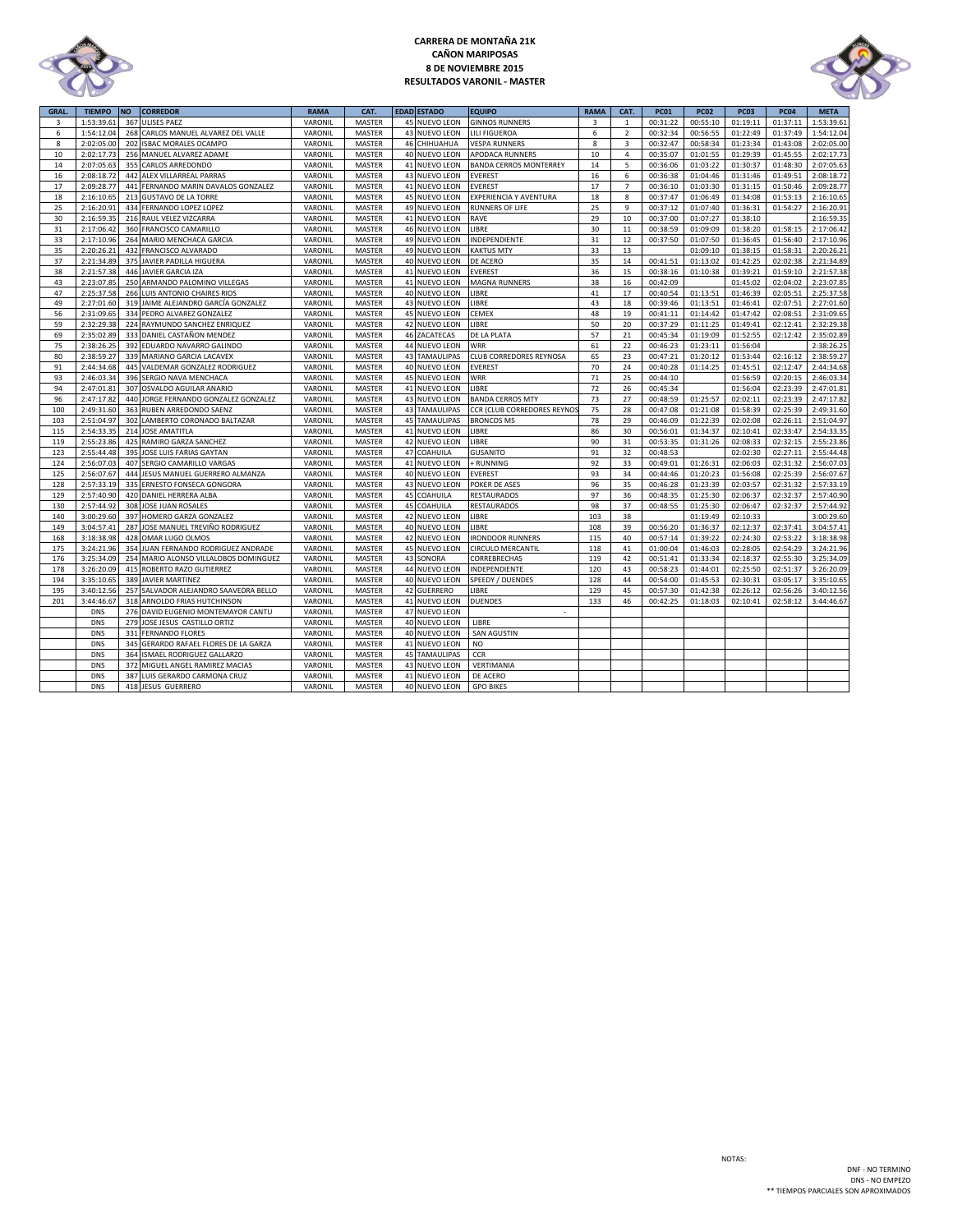**CARRERA DE MONTAÑA 21K**
**CAÑON MARIPOSAS**
**8 DE NOVIEMBRE 2015**
**RESULTADOS VARONIL - MASTER**

| GRAL. | TIEMPO | NO | CORREDOR | RAMA | CAT. | EDAD | ESTADO | EQUIPO | RAMA | CAT. | PC01 | PC02 | PC03 | PC04 | META |
|---|---|---|---|---|---|---|---|---|---|---|---|---|---|---|---|
| 3 | 1:53:39.61 | 367 | ULISES PAEZ | VARONIL | MASTER | 45 | NUEVO LEON | GINNOS RUNNERS | 3 | 1 | 00:31:22 | 00:55:10 | 01:19:11 | 01:37:11 | 1:53:39.61 |
| 6 | 1:54:12.04 | 268 | CARLOS MANUEL ALVAREZ DEL VALLE | VARONIL | MASTER | 43 | NUEVO LEON | LILI FIGUEROA | 6 | 2 | 00:32:34 | 00:56:55 | 01:22:49 | 01:37:49 | 1:54:12.04 |
| 8 | 2:02:05.00 | 202 | ISBAC MORALES OCAMPO | VARONIL | MASTER | 46 | CHIHUAHUA | VESPA RUNNERS | 8 | 3 | 00:32:47 | 00:58:34 | 01:23:34 | 01:43:08 | 2:02:05.00 |
| 10 | 2:02:17.73 | 256 | MANUEL ALVAREZ ADAME | VARONIL | MASTER | 40 | NUEVO LEON | APODACA RUNNERS | 10 | 4 | 00:35:07 | 01:01:55 | 01:29:39 | 01:45:55 | 2:02:17.73 |
| 14 | 2:07:05.63 | 355 | CARLOS ARREDONDO | VARONIL | MASTER | 41 | NUEVO LEON | BANDA CERROS MONTERREY | 14 | 5 | 00:36:06 | 01:03:22 | 01:30:37 | 01:48:30 | 2:07:05.63 |
| 16 | 2:08:18.72 | 442 | ALEX VILLARREAL PARRAS | VARONIL | MASTER | 43 | NUEVO LEON | EVEREST | 16 | 6 | 00:36:38 | 01:04:46 | 01:31:46 | 01:49:51 | 2:08:18.72 |
| 17 | 2:09:28.77 | 441 | FERNANDO MARIN DAVALOS GONZALEZ | VARONIL | MASTER | 41 | NUEVO LEON | EVEREST | 17 | 7 | 00:36:10 | 01:03:30 | 01:31:15 | 01:50:46 | 2:09:28.77 |
| 18 | 2:16:10.65 | 213 | GUSTAVO DE LA TORRE | VARONIL | MASTER | 45 | NUEVO LEON | EXPERIENCIA Y AVENTURA | 18 | 8 | 00:37:47 | 01:06:49 | 01:34:08 | 01:53:13 | 2:16:10.65 |
| 25 | 2:16:20.91 | 434 | FERNANDO LOPEZ LOPEZ | VARONIL | MASTER | 49 | NUEVO LEON | RUNNERS OF LIFE | 25 | 9 | 00:37:12 | 01:07:40 | 01:36:31 | 01:54:27 | 2:16:20.91 |
| 30 | 2:16:59.35 | 216 | RAUL VELEZ VIZCARRA | VARONIL | MASTER | 41 | NUEVO LEON | RAVE | 29 | 10 | 00:37:00 | 01:07:27 | 01:38:10 | | 2:16:59.35 |
| 31 | 2:17:06.42 | 360 | FRANCISCO CAMARILLO | VARONIL | MASTER | 46 | NUEVO LEON | LIBRE | 30 | 11 | 00:38:59 | 01:09:09 | 01:38:20 | 01:58:15 | 2:17:06.42 |
| 33 | 2:17:10.96 | 264 | MARIO MENCHACA GARCIA | VARONIL | MASTER | 49 | NUEVO LEON | INDEPENDIENTE | 31 | 12 | 00:37:50 | 01:07:50 | 01:36:45 | 01:56:40 | 2:17:10.96 |
| 35 | 2:20:26.21 | 432 | FRANCISCO ALVARADO | VARONIL | MASTER | 49 | NUEVO LEON | KAKTUS MTY | 33 | 13 | | 01:09:10 | 01:38:15 | 01:58:31 | 2:20:26.21 |
| 37 | 2:21:34.89 | 375 | JAVIER PADILLA HIGUERA | VARONIL | MASTER | 40 | NUEVO LEON | DE ACERO | 35 | 14 | 00:41:51 | 01:13:02 | 01:42:25 | 02:02:38 | 2:21:34.89 |
| 38 | 2:21:57.38 | 446 | JAVIER GARCIA IZA | VARONIL | MASTER | 41 | NUEVO LEON | EVEREST | 36 | 15 | 00:38:16 | 01:10:38 | 01:39:21 | 01:59:10 | 2:21:57.38 |
| 43 | 2:23:07.85 | 250 | ARMANDO PALOMINO VILLEGAS | VARONIL | MASTER | 41 | NUEVO LEON | MAGNA RUNNERS | 38 | 16 | 00:42:09 | | 01:45:02 | 02:04:02 | 2:23:07.85 |
| 47 | 2:25:37.58 | 266 | LUIS ANTONIO CHAIRES RIOS | VARONIL | MASTER | 40 | NUEVO LEON | LIBRE | 41 | 17 | 00:40:54 | 01:13:51 | 01:46:39 | 02:05:51 | 2:25:37.58 |
| 49 | 2:27:01.60 | 319 | JAIME ALEJANDRO GARCÍA GONZALEZ | VARONIL | MASTER | 43 | NUEVO LEON | LIBRE | 43 | 18 | 00:39:46 | 01:13:51 | 01:46:41 | 02:07:51 | 2:27:01.60 |
| 56 | 2:31:09.65 | 334 | PEDRO ALVAREZ GONZALEZ | VARONIL | MASTER | 45 | NUEVO LEON | CEMEX | 48 | 19 | 00:41:11 | 01:14:42 | 01:47:42 | 02:08:51 | 2:31:09.65 |
| 59 | 2:32:29.38 | 224 | RAYMUNDO SANCHEZ ENRIQUEZ | VARONIL | MASTER | 42 | NUEVO LEON | LIBRE | 50 | 20 | 00:37:29 | 01:11:25 | 01:49:41 | 02:12:41 | 2:32:29.38 |
| 69 | 2:35:02.89 | 333 | DANIEL CASTAÑON MENDEZ | VARONIL | MASTER | 46 | ZACATECAS | DE LA PLATA | 57 | 21 | 00:45:34 | 01:19:09 | 01:52:55 | 02:12:42 | 2:35:02.89 |
| 75 | 2:38:26.25 | 392 | EDUARDO NAVARRO GALINDO | VARONIL | MASTER | 44 | NUEVO LEON | WRR | 61 | 22 | 00:46:23 | 01:23:11 | 01:56:04 | | 2:38:26.25 |
| 80 | 2:38:59.27 | 339 | MARIANO GARCIA LACAVEX | VARONIL | MASTER | 43 | TAMAULIPAS | CLUB CORREDORES REYNOSA | 65 | 23 | 00:47:21 | 01:20:12 | 01:53:44 | 02:16:12 | 2:38:59.27 |
| 91 | 2:44:34.68 | 445 | VALDEMAR GONZALEZ RODRIGUEZ | VARONIL | MASTER | 40 | NUEVO LEON | EVEREST | 70 | 24 | 00:40:28 | 01:14:25 | 01:45:51 | 02:12:47 | 2:44:34.68 |
| 93 | 2:46:03.34 | 396 | SERGIO NAVA MENCHACA | VARONIL | MASTER | 45 | NUEVO LEON | WRR | 71 | 25 | 00:44:10 | | 01:56:59 | 02:20:15 | 2:46:03.34 |
| 94 | 2:47:01.81 | 307 | OSVALDO AGUILAR ANARIO | VARONIL | MASTER | 41 | NUEVO LEON | LIBRE | 72 | 26 | 00:45:34 | | 01:56:04 | 02:23:39 | 2:47:01.81 |
| 96 | 2:47:17.82 | 440 | JORGE FERNANDO GONZALEZ GONZALEZ | VARONIL | MASTER | 43 | NUEVO LEON | BANDA CERROS MTY | 73 | 27 | 00:48:59 | 01:25:57 | 02:02:11 | 02:23:39 | 2:47:17.82 |
| 100 | 2:49:31.60 | 363 | RUBEN ARREDONDO SAENZ | VARONIL | MASTER | 43 | TAMAULIPAS | CCR (CLUB CORREDORES REYNOS | 75 | 28 | 00:47:08 | 01:21:08 | 01:58:39 | 02:25:39 | 2:49:31.60 |
| 103 | 2:51:04.97 | 302 | LAMBERTO CORONADO BALTAZAR | VARONIL | MASTER | 45 | TAMAULIPAS | BRONCOS MS | 78 | 29 | 00:46:09 | 01:22:39 | 02:02:08 | 02:26:11 | 2:51:04.97 |
| 115 | 2:54:33.35 | 214 | JOSE AMATITLA | VARONIL | MASTER | 41 | NUEVO LEON | LIBRE | 86 | 30 | 00:56:01 | 01:34:37 | 02:10:41 | 02:33:47 | 2:54:33.35 |
| 119 | 2:55:23.86 | 425 | RAMIRO GARZA SANCHEZ | VARONIL | MASTER | 42 | NUEVO LEON | LIBRE | 90 | 31 | 00:53:35 | 01:31:26 | 02:08:33 | 02:32:15 | 2:55:23.86 |
| 123 | 2:55:44.48 | 395 | JOSE LUIS FARIAS GAYTAN | VARONIL | MASTER | 47 | COAHUILA | GUSANITO | 91 | 32 | 00:48:53 | | 02:02:30 | 02:27:11 | 2:55:44.48 |
| 124 | 2:56:07.03 | 407 | SERGIO CAMARILLO VARGAS | VARONIL | MASTER | 41 | NUEVO LEON | + RUNNING | 92 | 33 | 00:49:01 | 01:26:31 | 02:06:03 | 02:31:32 | 2:56:07.03 |
| 125 | 2:56:07.67 | 444 | JESUS MANUEL GUERRERO ALMANZA | VARONIL | MASTER | 40 | NUEVO LEON | EVEREST | 93 | 34 | 00:44:46 | 01:20:23 | 01:56:08 | 02:25:39 | 2:56:07.67 |
| 128 | 2:57:33.19 | 335 | ERNESTO FONSECA GONGORA | VARONIL | MASTER | 43 | NUEVO LEON | POKER DE ASES | 96 | 35 | 00:46:28 | 01:23:39 | 02:03:57 | 02:31:32 | 2:57:33.19 |
| 129 | 2:57:40.90 | 420 | DANIEL HERRERA ALBA | VARONIL | MASTER | 45 | COAHUILA | RESTAURADOS | 97 | 36 | 00:48:35 | 01:25:30 | 02:06:37 | 02:32:37 | 2:57:40.90 |
| 130 | 2:57:44.92 | 308 | JOSE JUAN ROSALES | VARONIL | MASTER | 45 | COAHUILA | RESTAURADOS | 98 | 37 | 00:48:55 | 01:25:30 | 02:06:47 | 02:32:37 | 2:57:44.92 |
| 140 | 3:00:29.60 | 397 | HOMERO GARZA GONZALEZ | VARONIL | MASTER | 42 | NUEVO LEON | LIBRE | 103 | 38 | | 01:19:49 | 02:10:33 | | 3:00:29.60 |
| 149 | 3:04:57.41 | 287 | JOSE MANUEL TREVIÑO RODRIGUEZ | VARONIL | MASTER | 40 | NUEVO LEON | LIBRE | 108 | 39 | 00:56:20 | 01:36:37 | 02:12:37 | 02:37:41 | 3:04:57.41 |
| 168 | 3:18:38.98 | 428 | OMAR LUGO OLMOS | VARONIL | MASTER | 42 | NUEVO LEON | IRONDOOR RUNNERS | 115 | 40 | 00:57:14 | 01:39:22 | 02:24:30 | 02:53:22 | 3:18:38.98 |
| 175 | 3:24:21.96 | 354 | JUAN FERNANDO RODRIGUEZ ANDRADE | VARONIL | MASTER | 45 | NUEVO LEON | CIRCULO MERCANTIL | 118 | 41 | 01:00:04 | 01:46:03 | 02:28:05 | 02:54:29 | 3:24:21.96 |
| 176 | 3:25:34.09 | 254 | MARIO ALONSO VILLALOBOS DOMINGUEZ | VARONIL | MASTER | 43 | SONORA | CORREBRECHAS | 119 | 42 | 00:51:41 | 01:33:34 | 02:18:37 | 02:55:30 | 3:25:34.09 |
| 178 | 3:26:20.09 | 415 | ROBERTO RAZO GUTIERREZ | VARONIL | MASTER | 44 | NUEVO LEON | INDEPENDIENTE | 120 | 43 | 00:58:23 | 01:44:01 | 02:25:50 | 02:51:37 | 3:26:20.09 |
| 194 | 3:35:10.65 | 389 | JAVIER MARTINEZ | VARONIL | MASTER | 40 | NUEVO LEON | SPEEDY / DUENDES | 128 | 44 | 00:54:00 | 01:45:53 | 02:30:31 | 03:05:17 | 3:35:10.65 |
| 195 | 3:40:12.56 | 257 | SALVADOR ALEJANDRO SAAVEDRA BELLO | VARONIL | MASTER | 42 | GUERRERO | LIBRE | 129 | 45 | 00:57:30 | 01:42:38 | 02:26:12 | 02:56:26 | 3:40:12.56 |
| 201 | 3:44:46.67 | 318 | ARNOLDO FRIAS HUTCHINSON | VARONIL | MASTER | 41 | NUEVO LEON | DUENDES | 133 | 46 | 00:42:25 | 01:18:03 | 02:10:41 | 02:58:12 | 3:44:46.67 |
| | DNS | 276 | DAVID EUGENIO MONTEMAYOR CANTU | VARONIL | MASTER | 47 | NUEVO LEON | - | | | | | | | |
| | DNS | 279 | JOSE JESUS CASTILLO ORTIZ | VARONIL | MASTER | 40 | NUEVO LEON | LIBRE | | | | | | | |
| | DNS | 331 | FERNANDO FLORES | VARONIL | MASTER | 40 | NUEVO LEON | SAN AGUSTIN | | | | | | | |
| | DNS | 345 | GERARDO RAFAEL FLORES DE LA GARZA | VARONIL | MASTER | 41 | NUEVO LEON | NO | | | | | | | |
| | DNS | 364 | ISMAEL RODRIGUEZ GALLARZO | VARONIL | MASTER | 45 | TAMAULIPAS | CCR | | | | | | | |
| | DNS | 372 | MIGUEL ANGEL RAMIREZ MACIAS | VARONIL | MASTER | 43 | NUEVO LEON | VERTIMANIA | | | | | | | |
| | DNS | 387 | LUIS GERARDO CARMONA CRUZ | VARONIL | MASTER | 41 | NUEVO LEON | DE ACERO | | | | | | | |
| | DNS | 418 | JESUS GUERRERO | VARONIL | MASTER | 40 | NUEVO LEON | GPO BIKES | | | | | | | |

NOTAS:

DNF - NO TERMINO
DNS - NO EMPEZO
** TIEMPOS PARCIALES SON APROXIMADOS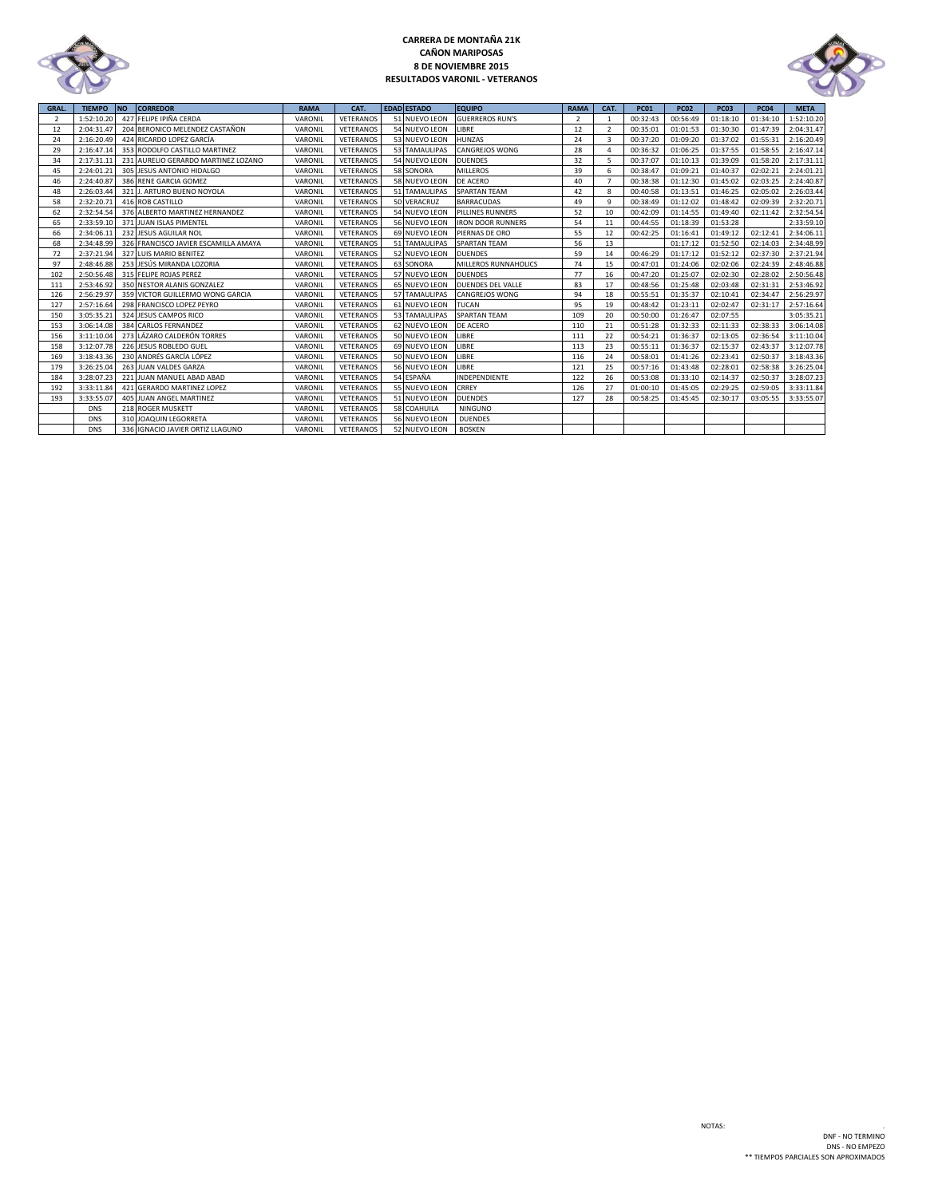**CARRERA DE MONTAÑA 21K**
**CAÑON MARIPOSAS**
**8 DE NOVIEMBRE 2015**
**RESULTADOS VARONIL - VETERANOS**

| GRAL. | TIEMPO | NO | CORREDOR | RAMA | CAT. | EDAD | ESTADO | EQUIPO | RAMA | CAT. | PC01 | PC02 | PC03 | PC04 | META |
|---|---|---|---|---|---|---|---|---|---|---|---|---|---|---|---|
| 2 | 1:52:10.20 | 427 | FELIPE IPIÑA CERDA | VARONIL | VETERANOS | 51 | NUEVO LEON | GUERREROS RUN'S | 2 | 1 | 00:32:43 | 00:56:49 | 01:18:10 | 01:34:10 | 1:52:10.20 |
| 12 | 2:04:31.47 | 204 | BERONICO MELENDEZ CASTAÑON | VARONIL | VETERANOS | 54 | NUEVO LEON | LIBRE | 12 | 2 | 00:35:01 | 01:01:53 | 01:30:30 | 01:47:39 | 2:04:31.47 |
| 24 | 2:16:20.49 | 424 | RICARDO LOPEZ GARCÍA | VARONIL | VETERANOS | 53 | NUEVO LEON | HUNZAS | 24 | 3 | 00:37:20 | 01:09:20 | 01:37:02 | 01:55:31 | 2:16:20.49 |
| 29 | 2:16:47.14 | 353 | RODOLFO CASTILLO MARTINEZ | VARONIL | VETERANOS | 53 | TAMAULIPAS | CANGREJOS WONG | 28 | 4 | 00:36:32 | 01:06:25 | 01:37:55 | 01:58:55 | 2:16:47.14 |
| 34 | 2:17:31.11 | 231 | AURELIO GERARDO MARTINEZ LOZANO | VARONIL | VETERANOS | 54 | NUEVO LEON | DUENDES | 32 | 5 | 00:37:07 | 01:10:13 | 01:39:09 | 01:58:20 | 2:17:31.11 |
| 45 | 2:24:01.21 | 305 | JESUS ANTONIO HIDALGO | VARONIL | VETERANOS | 58 | SONORA | MILLEROS | 39 | 6 | 00:38:47 | 01:09:21 | 01:40:37 | 02:02:21 | 2:24:01.21 |
| 46 | 2:24:40.87 | 386 | RENE GARCIA GOMEZ | VARONIL | VETERANOS | 58 | NUEVO LEON | DE ACERO | 40 | 7 | 00:38:38 | 01:12:30 | 01:45:02 | 02:03:25 | 2:24:40.87 |
| 48 | 2:26:03.44 | 321 | J. ARTURO BUENO NOYOLA | VARONIL | VETERANOS | 51 | TAMAULIPAS | SPARTAN TEAM | 42 | 8 | 00:40:58 | 01:13:51 | 01:46:25 | 02:05:02 | 2:26:03.44 |
| 58 | 2:32:20.71 | 416 | ROB CASTILLO | VARONIL | VETERANOS | 50 | VERACRUZ | BARRACUDAS | 49 | 9 | 00:38:49 | 01:12:02 | 01:48:42 | 02:09:39 | 2:32:20.71 |
| 62 | 2:32:54.54 | 376 | ALBERTO MARTINEZ HERNANDEZ | VARONIL | VETERANOS | 54 | NUEVO LEON | PILLINES RUNNERS | 52 | 10 | 00:42:09 | 01:14:55 | 01:49:40 | 02:11:42 | 2:32:54.54 |
| 65 | 2:33:59.10 | 371 | JUAN ISLAS PIMENTEL | VARONIL | VETERANOS | 56 | NUEVO LEON | IRON DOOR RUNNERS | 54 | 11 | 00:44:55 | 01:18:39 | 01:53:28 | | 2:33:59.10 |
| 66 | 2:34:06.11 | 232 | JESUS AGUILAR NOL | VARONIL | VETERANOS | 69 | NUEVO LEON | PIERNAS DE ORO | 55 | 12 | 00:42:25 | 01:16:41 | 01:49:12 | 02:12:41 | 2:34:06.11 |
| 68 | 2:34:48.99 | 326 | FRANCISCO JAVIER ESCAMILLA AMAYA | VARONIL | VETERANOS | 51 | TAMAULIPAS | SPARTAN TEAM | 56 | 13 | | 01:17:12 | 01:52:50 | 02:14:03 | 2:34:48.99 |
| 72 | 2:37:21.94 | 327 | LUIS MARIO BENITEZ | VARONIL | VETERANOS | 52 | NUEVO LEON | DUENDES | 59 | 14 | 00:46:29 | 01:17:12 | 01:52:12 | 02:37:30 | 2:37:21.94 |
| 97 | 2:48:46.88 | 253 | JESÚS MIRANDA LOZORIA | VARONIL | VETERANOS | 63 | SONORA | MILLEROS RUNNAHOLICS | 74 | 15 | 00:47:01 | 01:24:06 | 02:02:06 | 02:24:39 | 2:48:46.88 |
| 102 | 2:50:56.48 | 315 | FELIPE ROJAS PEREZ | VARONIL | VETERANOS | 57 | NUEVO LEON | DUENDES | 77 | 16 | 00:47:20 | 01:25:07 | 02:02:30 | 02:28:02 | 2:50:56.48 |
| 111 | 2:53:46.92 | 350 | NESTOR ALANIS GONZALEZ | VARONIL | VETERANOS | 65 | NUEVO LEON | DUENDES DEL VALLE | 83 | 17 | 00:48:56 | 01:25:48 | 02:03:48 | 02:31:31 | 2:53:46.92 |
| 126 | 2:56:29.97 | 359 | VICTOR GUILLERMO WONG GARCIA | VARONIL | VETERANOS | 57 | TAMAULIPAS | CANGREJOS WONG | 94 | 18 | 00:55:51 | 01:35:37 | 02:10:41 | 02:34:47 | 2:56:29.97 |
| 127 | 2:57:16.64 | 298 | FRANCISCO LOPEZ PEYRO | VARONIL | VETERANOS | 61 | NUEVO LEON | TUCAN | 95 | 19 | 00:48:42 | 01:23:11 | 02:02:47 | 02:31:17 | 2:57:16.64 |
| 150 | 3:05:35.21 | 324 | JESUS CAMPOS RICO | VARONIL | VETERANOS | 53 | TAMAULIPAS | SPARTAN TEAM | 109 | 20 | 00:50:00 | 01:26:47 | 02:07:55 | | 3:05:35.21 |
| 153 | 3:06:14.08 | 384 | CARLOS FERNANDEZ | VARONIL | VETERANOS | 62 | NUEVO LEON | DE ACERO | 110 | 21 | 00:51:28 | 01:32:33 | 02:11:33 | 02:38:33 | 3:06:14.08 |
| 156 | 3:11:10.04 | 273 | LÁZARO CALDERÓN TORRES | VARONIL | VETERANOS | 50 | NUEVO LEON | LIBRE | 111 | 22 | 00:54:21 | 01:36:37 | 02:13:05 | 02:36:54 | 3:11:10.04 |
| 158 | 3:12:07.78 | 226 | JESUS ROBLEDO GUEL | VARONIL | VETERANOS | 69 | NUEVO LEON | LIBRE | 113 | 23 | 00:55:11 | 01:36:37 | 02:15:37 | 02:43:37 | 3:12:07.78 |
| 169 | 3:18:43.36 | 230 | ANDRÉS GARCÍA LÓPEZ | VARONIL | VETERANOS | 50 | NUEVO LEON | LIBRE | 116 | 24 | 00:58:01 | 01:41:26 | 02:23:41 | 02:50:37 | 3:18:43.36 |
| 179 | 3:26:25.04 | 263 | JUAN VALDES GARZA | VARONIL | VETERANOS | 56 | NUEVO LEON | LIBRE | 121 | 25 | 00:57:16 | 01:43:48 | 02:28:01 | 02:58:38 | 3:26:25.04 |
| 184 | 3:28:07.23 | 221 | JUAN MANUEL ABAD ABAD | VARONIL | VETERANOS | 54 | ESPAÑA | INDEPENDIENTE | 122 | 26 | 00:53:08 | 01:33:10 | 02:14:37 | 02:50:37 | 3:28:07.23 |
| 192 | 3:33:11.84 | 421 | GERARDO MARTINEZ LOPEZ | VARONIL | VETERANOS | 55 | NUEVO LEON | CRREY | 126 | 27 | 01:00:10 | 01:45:05 | 02:29:25 | 02:59:05 | 3:33:11.84 |
| 193 | 3:33:55.07 | 405 | JUAN ANGEL MARTINEZ | VARONIL | VETERANOS | 51 | NUEVO LEON | DUENDES | 127 | 28 | 00:58:25 | 01:45:45 | 02:30:17 | 03:05:55 | 3:33:55.07 |
| | DNS | 218 | ROGER MUSKETT | VARONIL | VETERANOS | 58 | COAHUILA | NINGUNO | | | | | | | |
| | DNS | 310 | JOAQUIN LEGORRETA | VARONIL | VETERANOS | 56 | NUEVO LEON | DUENDES | | | | | | | |
| | DNS | 336 | IGNACIO JAVIER ORTIZ LLAGUNO | VARONIL | VETERANOS | 52 | NUEVO LEON | BOSKEN | | | | | | | |

NOTAS:

DNF - NO TERMINO
DNS - NO EMPEZO
** TIEMPOS PARCIALES SON APROXIMADOS